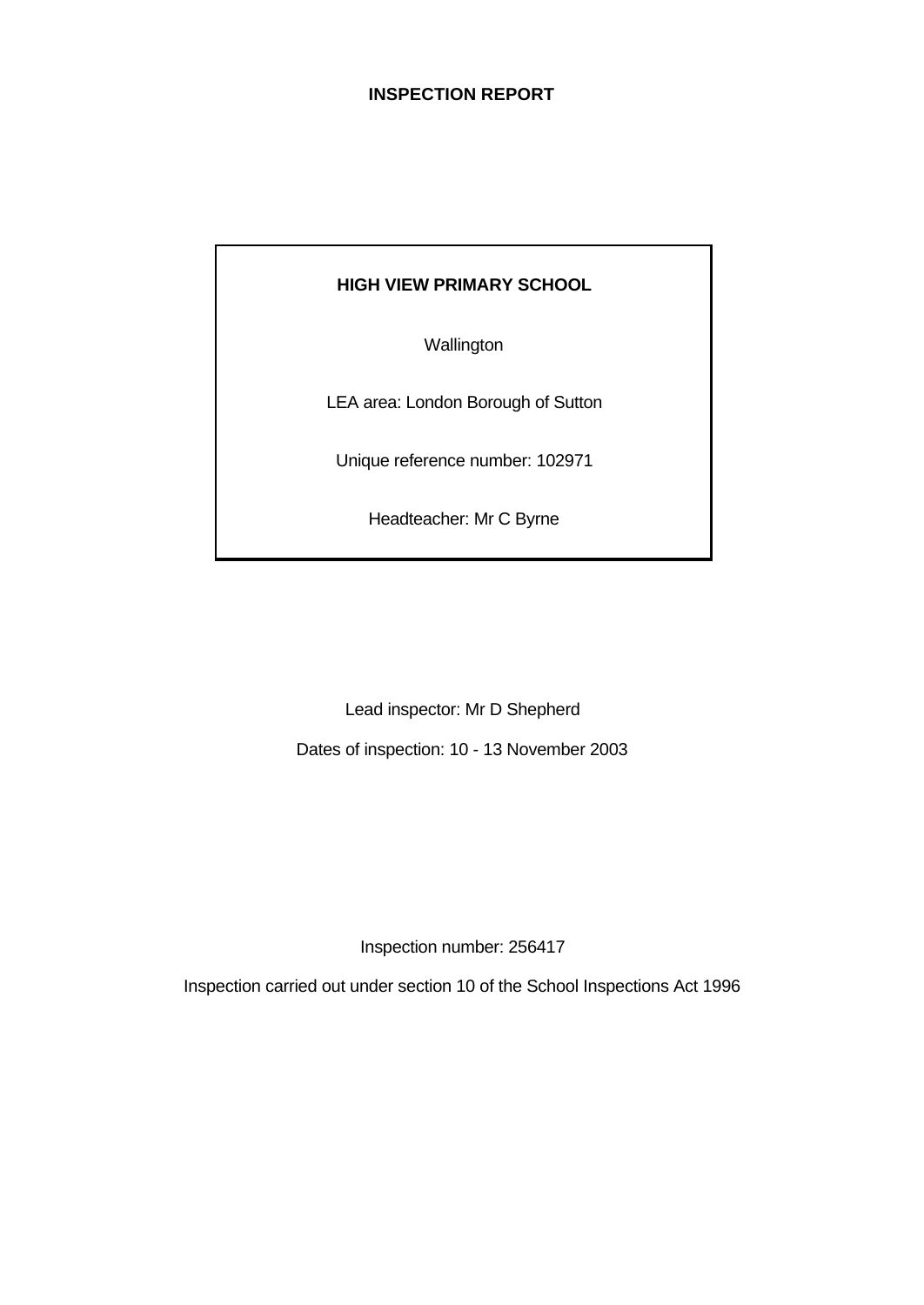# INSPECTION REPORT

**HIGH VIEW PRIMARY SCHOOL**

Wallington

LEA area: London Borough of Sutton

Unique reference number: 102971

Headteacher: Mr C Byrne

Lead inspector: Mr D Shepherd

Dates of inspection: 10 - 13 November 2003

Inspection number: 256417

Inspection carried out under section 10 of the School Inspections Act 1996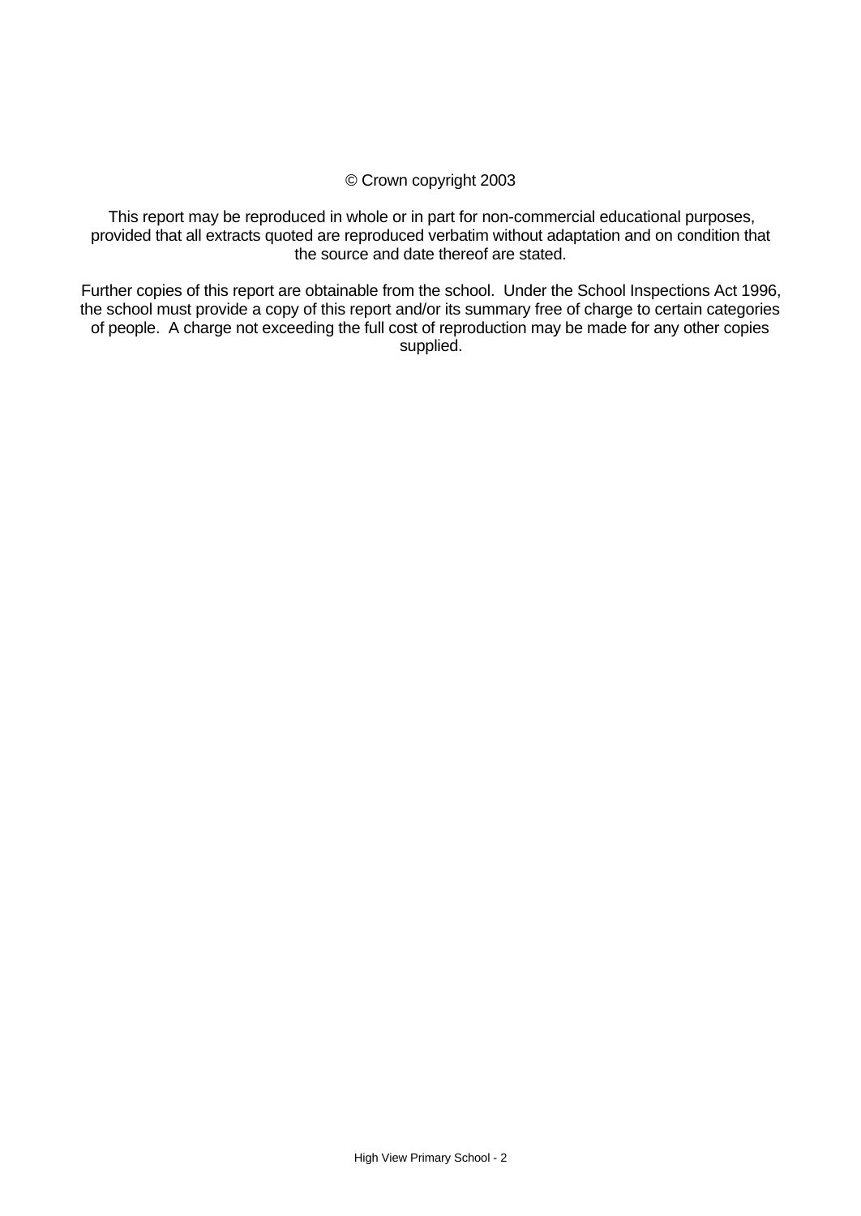© Crown copyright 2003

This report may be reproduced in whole or in part for non-commercial educational purposes, provided that all extracts quoted are reproduced verbatim without adaptation and on condition that the source and date thereof are stated.

Further copies of this report are obtainable from the school. Under the School Inspections Act 1996, the school must provide a copy of this report and/or its summary free of charge to certain categories of people. A charge not exceeding the full cost of reproduction may be made for any other copies supplied.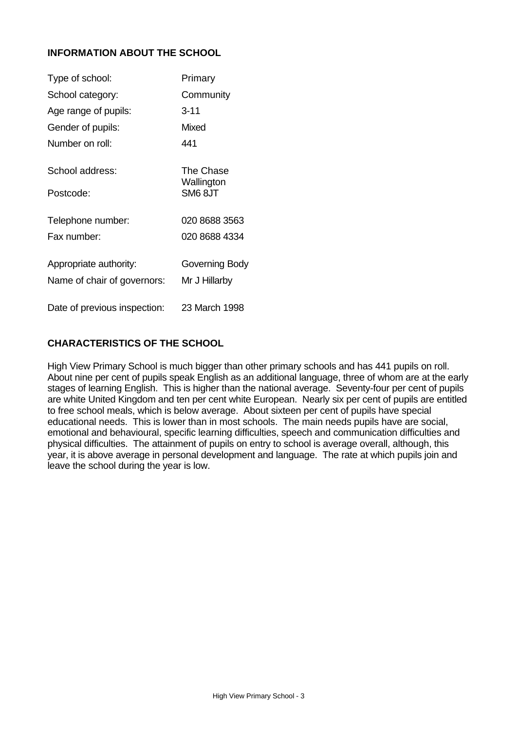## INFORMATION ABOUT THE SCHOOL

| | |
|---|---|
| Type of school: | Primary |
| School category: | Community |
| Age range of pupils: | 3-11 |
| Gender of pupils: | Mixed |
| Number on roll: | 441 |
| School address: | The Chase<br>Wallington |
| Postcode: | SM6 8JT |
| Telephone number: | 020 8688 3563 |
| Fax number: | 020 8688 4334 |
| Appropriate authority: | Governing Body |
| Name of chair of governors: | Mr J Hillarby |
| Date of previous inspection: | 23 March 1998 |

## CHARACTERISTICS OF THE SCHOOL

High View Primary School is much bigger than other primary schools and has 441 pupils on roll. About nine per cent of pupils speak English as an additional language, three of whom are at the early stages of learning English. This is higher than the national average. Seventy-four per cent of pupils are white United Kingdom and ten per cent white European. Nearly six per cent of pupils are entitled to free school meals, which is below average. About sixteen per cent of pupils have special educational needs. This is lower than in most schools. The main needs pupils have are social, emotional and behavioural, specific learning difficulties, speech and communication difficulties and physical difficulties. The attainment of pupils on entry to school is average overall, although, this year, it is above average in personal development and language. The rate at which pupils join and leave the school during the year is low.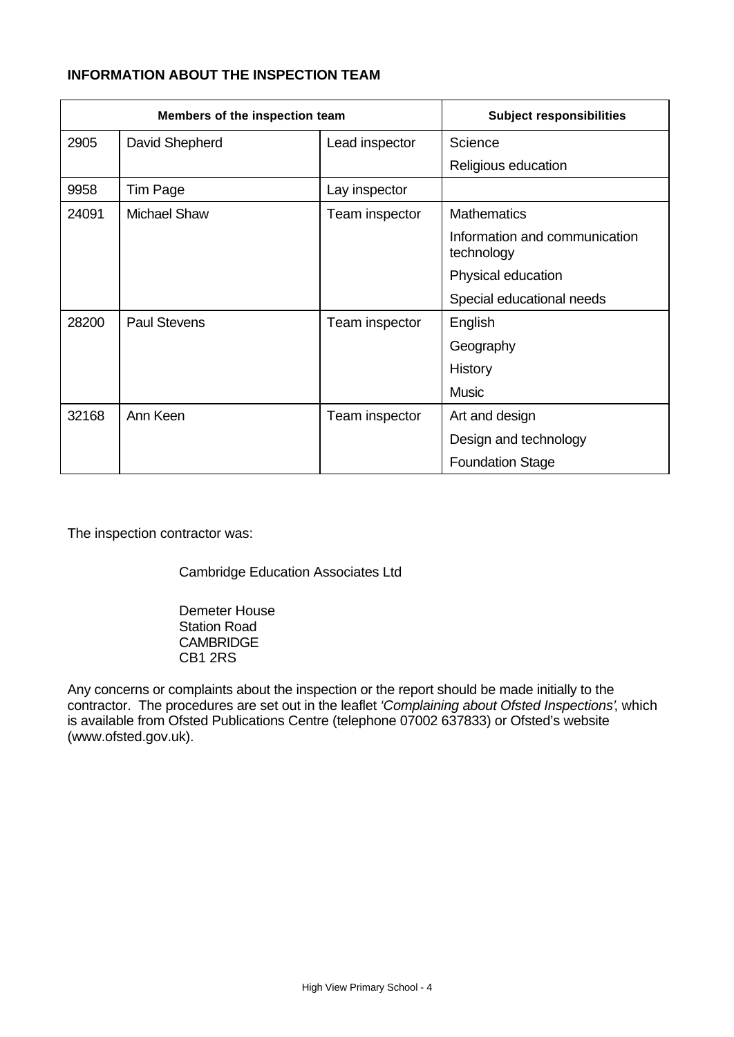**INFORMATION ABOUT THE INSPECTION TEAM**

| Members of the inspection team | | | Subject responsibilities |
|---|---|---|---|
| 2905 | David Shepherd | Lead inspector | Science |
| | | | Religious education |
| 9958 | Tim Page | Lay inspector | |
| 24091 | Michael Shaw | Team inspector | Mathematics |
| | | | Information and communication technology |
| | | | Physical education |
| | | | Special educational needs |
| 28200 | Paul Stevens | Team inspector | English |
| | | | Geography |
| | | | History |
| | | | Music |
| 32168 | Ann Keen | Team inspector | Art and design |
| | | | Design and technology |
| | | | Foundation Stage |

The inspection contractor was:

Cambridge Education Associates Ltd

Demeter House
Station Road
CAMBRIDGE
CB1 2RS

Any concerns or complaints about the inspection or the report should be made initially to the contractor. The procedures are set out in the leaflet *'Complaining about Ofsted Inspections'*, which is available from Ofsted Publications Centre (telephone 07002 637833) or Ofsted's website (www.ofsted.gov.uk).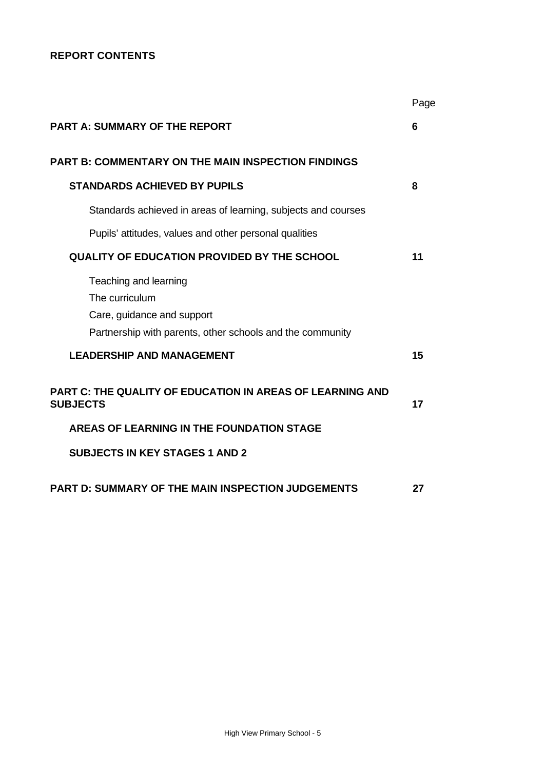## REPORT CONTENTS

| | Page |
|---|---|
| **PART A: SUMMARY OF THE REPORT** | **6** |
| **PART B: COMMENTARY ON THE MAIN INSPECTION FINDINGS** | |
| **STANDARDS ACHIEVED BY PUPILS** | **8** |
| Standards achieved in areas of learning, subjects and courses | |
| Pupils' attitudes, values and other personal qualities | |
| **QUALITY OF EDUCATION PROVIDED BY THE SCHOOL** | **11** |
| Teaching and learning | |
| The curriculum | |
| Care, guidance and support | |
| Partnership with parents, other schools and the community | |
| **LEADERSHIP AND MANAGEMENT** | **15** |
| **PART C: THE QUALITY OF EDUCATION IN AREAS OF LEARNING AND SUBJECTS** | **17** |
| **AREAS OF LEARNING IN THE FOUNDATION STAGE** | |
| **SUBJECTS IN KEY STAGES 1 AND 2** | |
| **PART D: SUMMARY OF THE MAIN INSPECTION JUDGEMENTS** | **27** |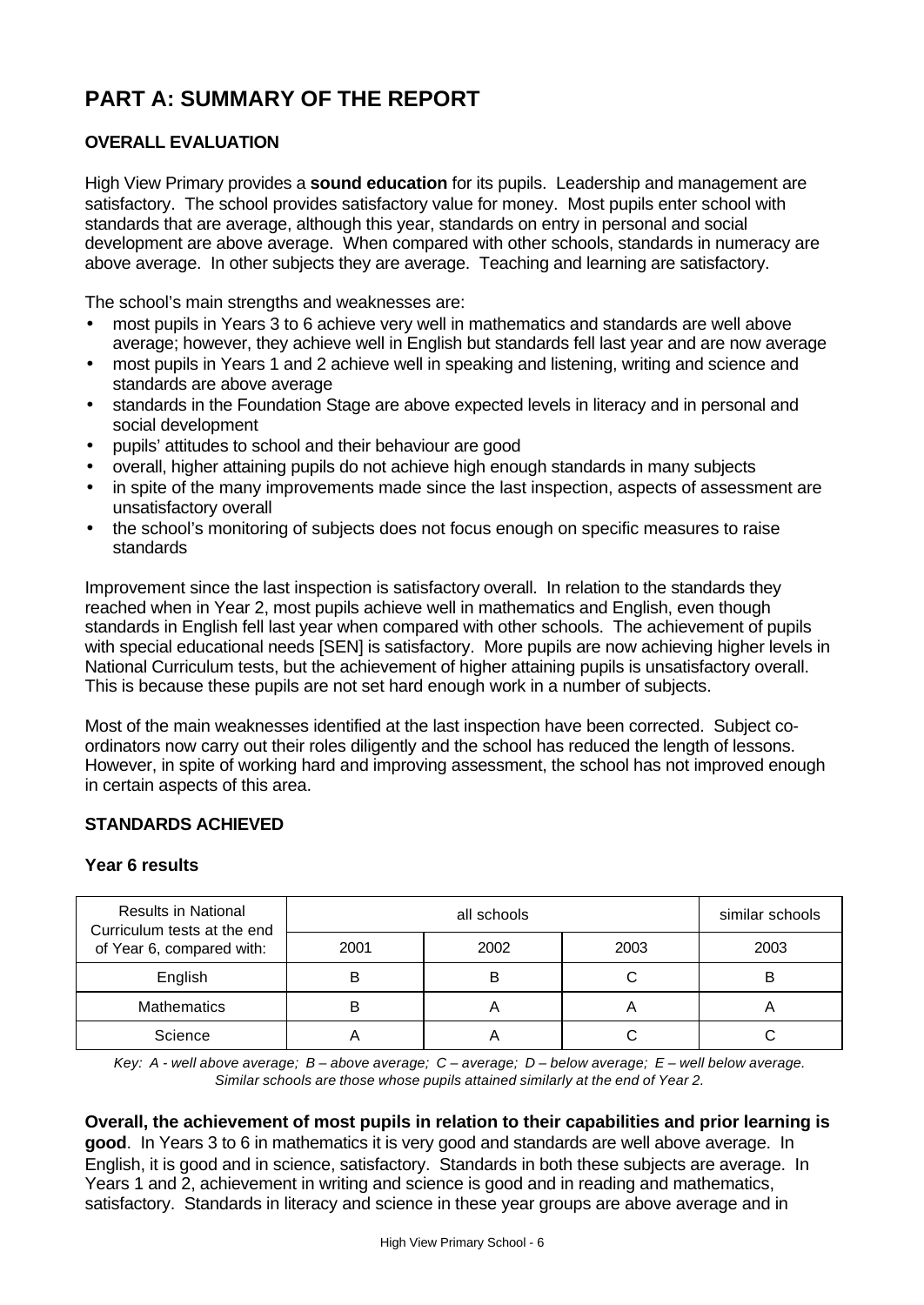# PART A: SUMMARY OF THE REPORT

## OVERALL EVALUATION

High View Primary provides a **sound education** for its pupils. Leadership and management are satisfactory. The school provides satisfactory value for money. Most pupils enter school with standards that are average, although this year, standards on entry in personal and social development are above average. When compared with other schools, standards in numeracy are above average. In other subjects they are average. Teaching and learning are satisfactory.

The school's main strengths and weaknesses are:

- most pupils in Years 3 to 6 achieve very well in mathematics and standards are well above average; however, they achieve well in English but standards fell last year and are now average
- most pupils in Years 1 and 2 achieve well in speaking and listening, writing and science and standards are above average
- standards in the Foundation Stage are above expected levels in literacy and in personal and social development
- pupils' attitudes to school and their behaviour are good
- overall, higher attaining pupils do not achieve high enough standards in many subjects
- in spite of the many improvements made since the last inspection, aspects of assessment are unsatisfactory overall
- the school's monitoring of subjects does not focus enough on specific measures to raise standards

Improvement since the last inspection is satisfactory overall. In relation to the standards they reached when in Year 2, most pupils achieve well in mathematics and English, even though standards in English fell last year when compared with other schools. The achievement of pupils with special educational needs [SEN] is satisfactory. More pupils are now achieving higher levels in National Curriculum tests, but the achievement of higher attaining pupils is unsatisfactory overall. This is because these pupils are not set hard enough work in a number of subjects.

Most of the main weaknesses identified at the last inspection have been corrected. Subject co-ordinators now carry out their roles diligently and the school has reduced the length of lessons. However, in spite of working hard and improving assessment, the school has not improved enough in certain aspects of this area.

## STANDARDS ACHIEVED

### Year 6 results

| Results in National Curriculum tests at the end of Year 6, compared with: | all schools | | | similar schools |
|---|---|---|---|---|
| | 2001 | 2002 | 2003 | 2003 |
| English | B | B | C | B |
| Mathematics | B | A | A | A |
| Science | A | A | C | C |

*Key: A - well above average; B – above average; C – average; D – below average; E – well below average. Similar schools are those whose pupils attained similarly at the end of Year 2.*

**Overall, the achievement of most pupils in relation to their capabilities and prior learning is good**. In Years 3 to 6 in mathematics it is very good and standards are well above average. In English, it is good and in science, satisfactory. Standards in both these subjects are average. In Years 1 and 2, achievement in writing and science is good and in reading and mathematics, satisfactory. Standards in literacy and science in these year groups are above average and in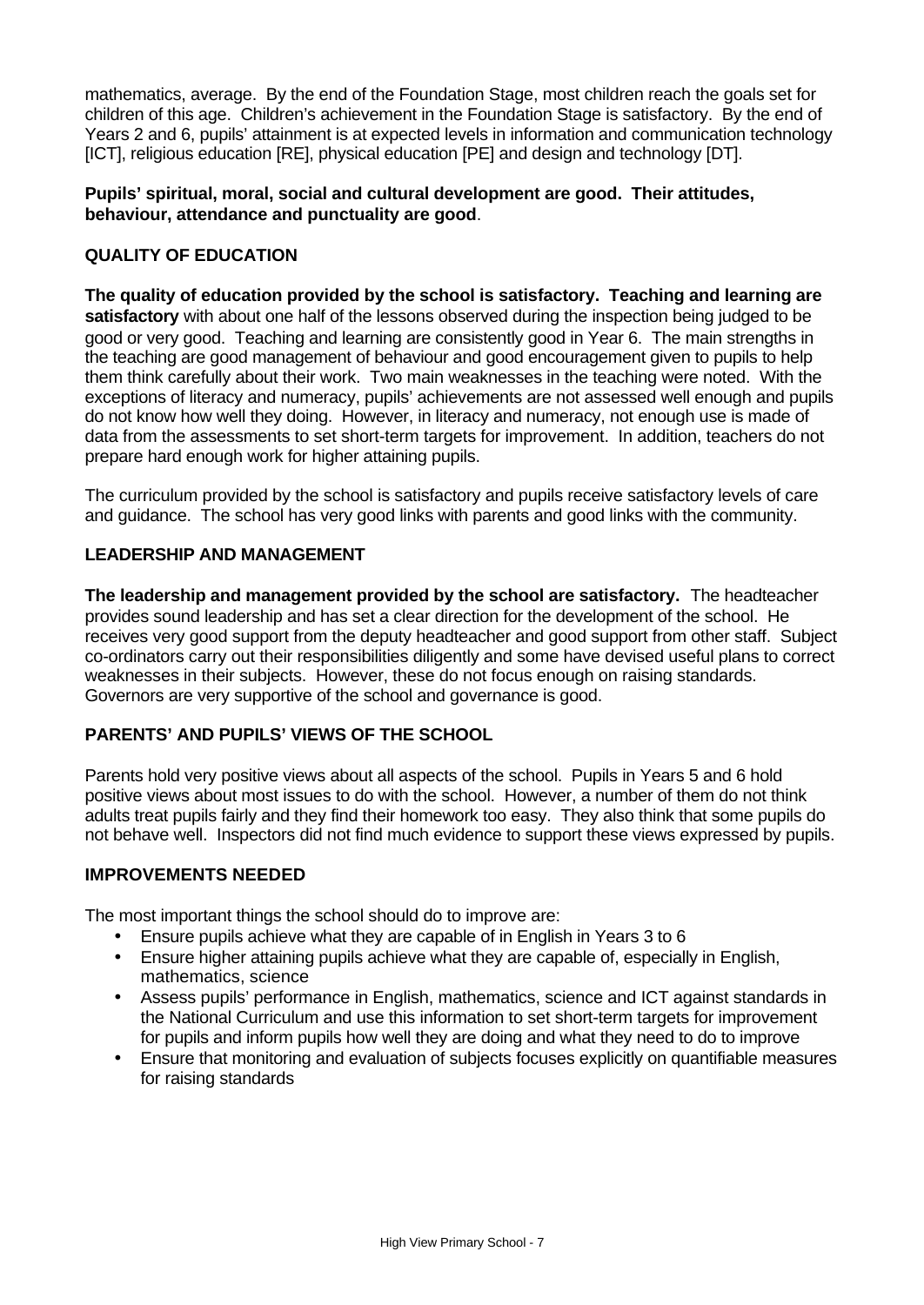mathematics, average. By the end of the Foundation Stage, most children reach the goals set for children of this age. Children's achievement in the Foundation Stage is satisfactory. By the end of Years 2 and 6, pupils' attainment is at expected levels in information and communication technology [ICT], religious education [RE], physical education [PE] and design and technology [DT].

**Pupils' spiritual, moral, social and cultural development are good. Their attitudes, behaviour, attendance and punctuality are good**.

## QUALITY OF EDUCATION

**The quality of education provided by the school is satisfactory. Teaching and learning are satisfactory** with about one half of the lessons observed during the inspection being judged to be good or very good. Teaching and learning are consistently good in Year 6. The main strengths in the teaching are good management of behaviour and good encouragement given to pupils to help them think carefully about their work. Two main weaknesses in the teaching were noted. With the exceptions of literacy and numeracy, pupils' achievements are not assessed well enough and pupils do not know how well they doing. However, in literacy and numeracy, not enough use is made of data from the assessments to set short-term targets for improvement. In addition, teachers do not prepare hard enough work for higher attaining pupils.

The curriculum provided by the school is satisfactory and pupils receive satisfactory levels of care and guidance. The school has very good links with parents and good links with the community.

## LEADERSHIP AND MANAGEMENT

**The leadership and management provided by the school are satisfactory.** The headteacher provides sound leadership and has set a clear direction for the development of the school. He receives very good support from the deputy headteacher and good support from other staff. Subject co-ordinators carry out their responsibilities diligently and some have devised useful plans to correct weaknesses in their subjects. However, these do not focus enough on raising standards. Governors are very supportive of the school and governance is good.

## PARENTS' AND PUPILS' VIEWS OF THE SCHOOL

Parents hold very positive views about all aspects of the school. Pupils in Years 5 and 6 hold positive views about most issues to do with the school. However, a number of them do not think adults treat pupils fairly and they find their homework too easy. They also think that some pupils do not behave well. Inspectors did not find much evidence to support these views expressed by pupils.

## IMPROVEMENTS NEEDED

The most important things the school should do to improve are:

- Ensure pupils achieve what they are capable of in English in Years 3 to 6
- Ensure higher attaining pupils achieve what they are capable of, especially in English, mathematics, science
- Assess pupils' performance in English, mathematics, science and ICT against standards in the National Curriculum and use this information to set short-term targets for improvement for pupils and inform pupils how well they are doing and what they need to do to improve
- Ensure that monitoring and evaluation of subjects focuses explicitly on quantifiable measures for raising standards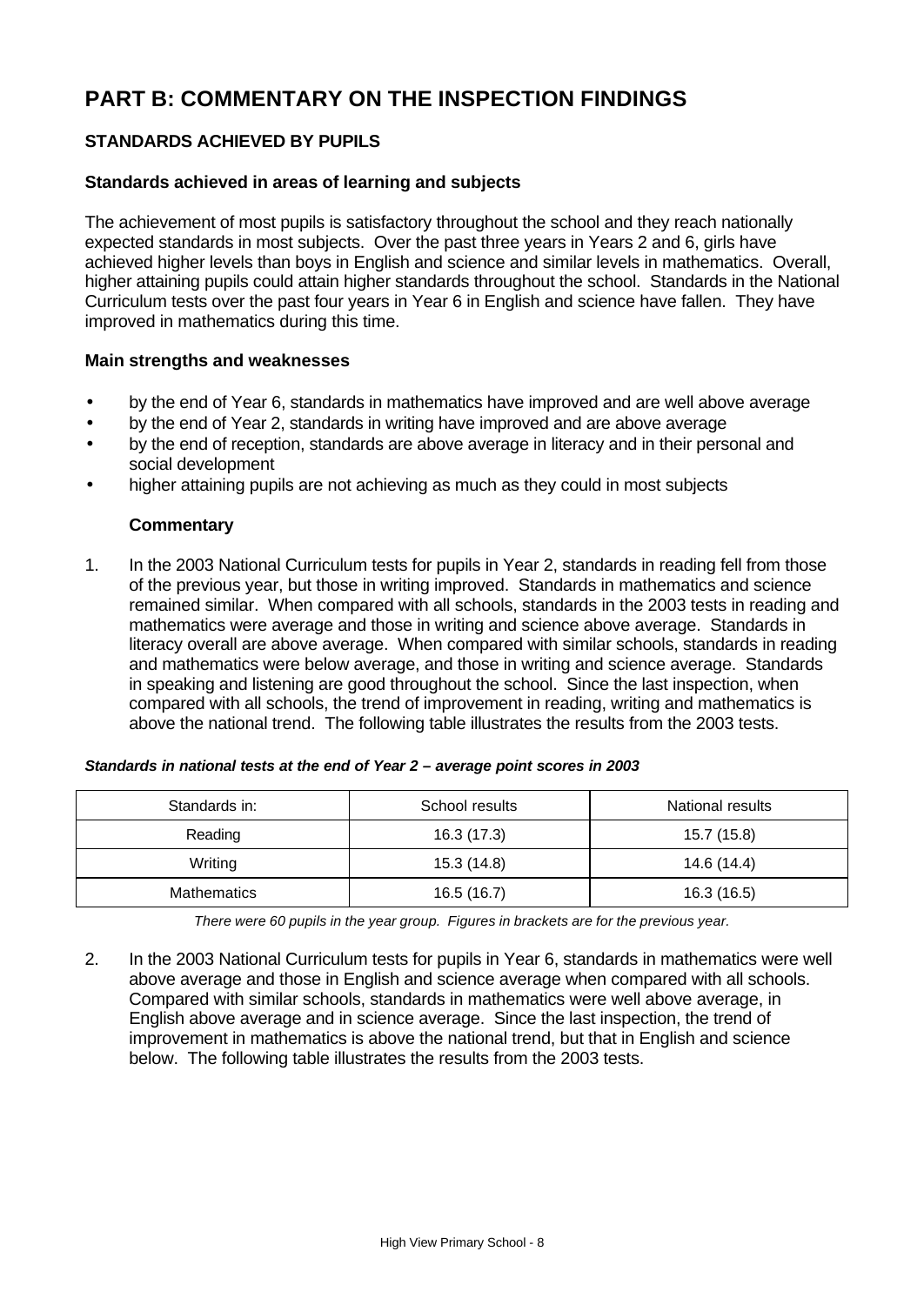# PART B: COMMENTARY ON THE INSPECTION FINDINGS

## STANDARDS ACHIEVED BY PUPILS

### Standards achieved in areas of learning and subjects

The achievement of most pupils is satisfactory throughout the school and they reach nationally expected standards in most subjects. Over the past three years in Years 2 and 6, girls have achieved higher levels than boys in English and science and similar levels in mathematics. Overall, higher attaining pupils could attain higher standards throughout the school. Standards in the National Curriculum tests over the past four years in Year 6 in English and science have fallen. They have improved in mathematics during this time.

### Main strengths and weaknesses

- by the end of Year 6, standards in mathematics have improved and are well above average
- by the end of Year 2, standards in writing have improved and are above average
- by the end of reception, standards are above average in literacy and in their personal and social development
- higher attaining pupils are not achieving as much as they could in most subjects

#### Commentary

1. In the 2003 National Curriculum tests for pupils in Year 2, standards in reading fell from those of the previous year, but those in writing improved. Standards in mathematics and science remained similar. When compared with all schools, standards in the 2003 tests in reading and mathematics were average and those in writing and science above average. Standards in literacy overall are above average. When compared with similar schools, standards in reading and mathematics were below average, and those in writing and science average. Standards in speaking and listening are good throughout the school. Since the last inspection, when compared with all schools, the trend of improvement in reading, writing and mathematics is above the national trend. The following table illustrates the results from the 2003 tests.

***Standards in national tests at the end of Year 2 – average point scores in 2003***

| Standards in: | School results | National results |
|---|---|---|
| Reading | 16.3 (17.3) | 15.7 (15.8) |
| Writing | 15.3 (14.8) | 14.6 (14.4) |
| Mathematics | 16.5 (16.7) | 16.3 (16.5) |

*There were 60 pupils in the year group. Figures in brackets are for the previous year.*

2. In the 2003 National Curriculum tests for pupils in Year 6, standards in mathematics were well above average and those in English and science average when compared with all schools. Compared with similar schools, standards in mathematics were well above average, in English above average and in science average. Since the last inspection, the trend of improvement in mathematics is above the national trend, but that in English and science below. The following table illustrates the results from the 2003 tests.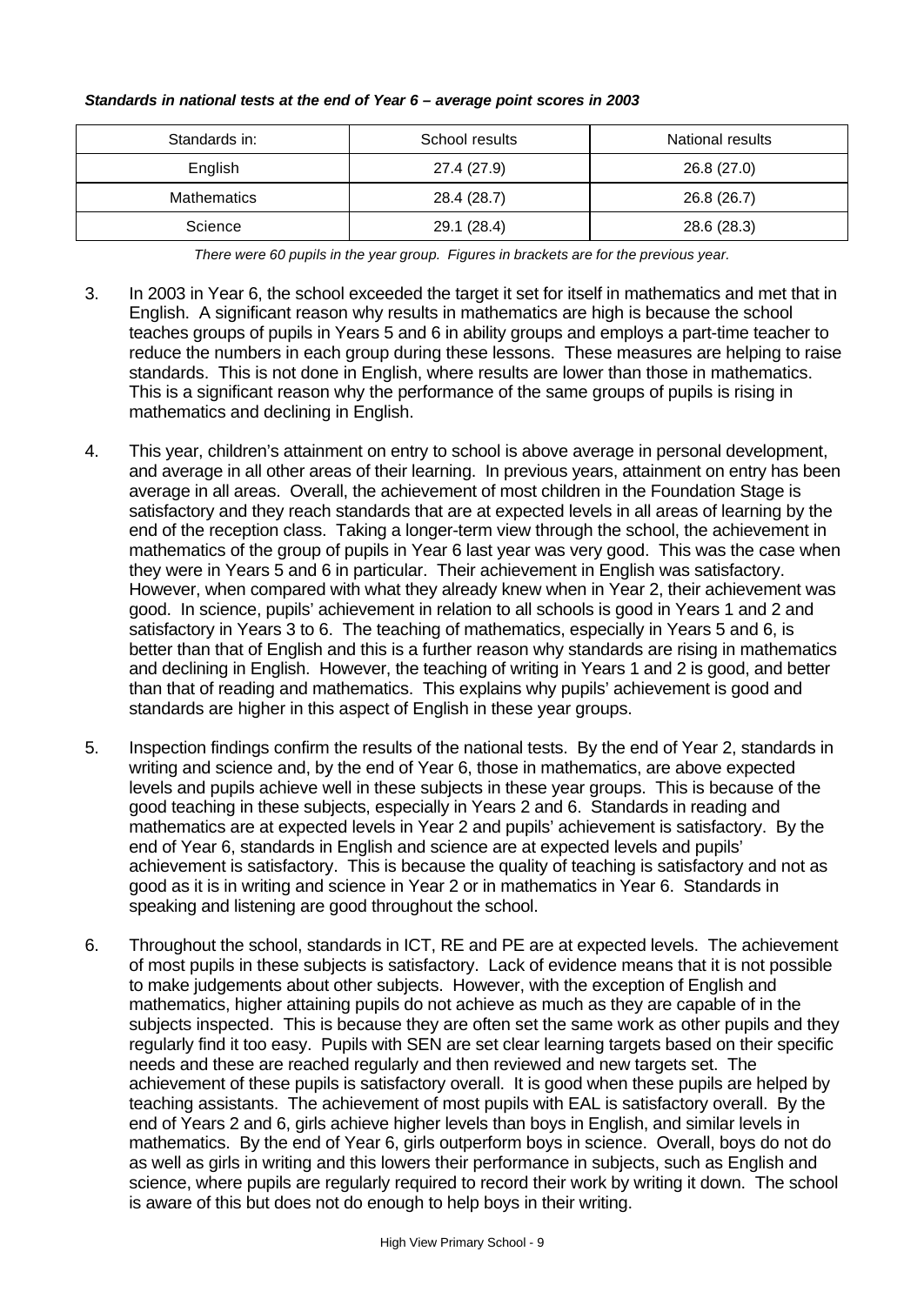***Standards in national tests at the end of Year 6 – average point scores in 2003***

| Standards in: | School results | National results |
|---|---|---|
| English | 27.4 (27.9) | 26.8 (27.0) |
| Mathematics | 28.4 (28.7) | 26.8 (26.7) |
| Science | 29.1 (28.4) | 28.6 (28.3) |

*There were 60 pupils in the year group. Figures in brackets are for the previous year.*

3. In 2003 in Year 6, the school exceeded the target it set for itself in mathematics and met that in English. A significant reason why results in mathematics are high is because the school teaches groups of pupils in Years 5 and 6 in ability groups and employs a part-time teacher to reduce the numbers in each group during these lessons. These measures are helping to raise standards. This is not done in English, where results are lower than those in mathematics. This is a significant reason why the performance of the same groups of pupils is rising in mathematics and declining in English.

4. This year, children's attainment on entry to school is above average in personal development, and average in all other areas of their learning. In previous years, attainment on entry has been average in all areas. Overall, the achievement of most children in the Foundation Stage is satisfactory and they reach standards that are at expected levels in all areas of learning by the end of the reception class. Taking a longer-term view through the school, the achievement in mathematics of the group of pupils in Year 6 last year was very good. This was the case when they were in Years 5 and 6 in particular. Their achievement in English was satisfactory. However, when compared with what they already knew when in Year 2, their achievement was good. In science, pupils' achievement in relation to all schools is good in Years 1 and 2 and satisfactory in Years 3 to 6. The teaching of mathematics, especially in Years 5 and 6, is better than that of English and this is a further reason why standards are rising in mathematics and declining in English. However, the teaching of writing in Years 1 and 2 is good, and better than that of reading and mathematics. This explains why pupils' achievement is good and standards are higher in this aspect of English in these year groups.

5. Inspection findings confirm the results of the national tests. By the end of Year 2, standards in writing and science and, by the end of Year 6, those in mathematics, are above expected levels and pupils achieve well in these subjects in these year groups. This is because of the good teaching in these subjects, especially in Years 2 and 6. Standards in reading and mathematics are at expected levels in Year 2 and pupils' achievement is satisfactory. By the end of Year 6, standards in English and science are at expected levels and pupils' achievement is satisfactory. This is because the quality of teaching is satisfactory and not as good as it is in writing and science in Year 2 or in mathematics in Year 6. Standards in speaking and listening are good throughout the school.

6. Throughout the school, standards in ICT, RE and PE are at expected levels. The achievement of most pupils in these subjects is satisfactory. Lack of evidence means that it is not possible to make judgements about other subjects. However, with the exception of English and mathematics, higher attaining pupils do not achieve as much as they are capable of in the subjects inspected. This is because they are often set the same work as other pupils and they regularly find it too easy. Pupils with SEN are set clear learning targets based on their specific needs and these are reached regularly and then reviewed and new targets set. The achievement of these pupils is satisfactory overall. It is good when these pupils are helped by teaching assistants. The achievement of most pupils with EAL is satisfactory overall. By the end of Years 2 and 6, girls achieve higher levels than boys in English, and similar levels in mathematics. By the end of Year 6, girls outperform boys in science. Overall, boys do not do as well as girls in writing and this lowers their performance in subjects, such as English and science, where pupils are regularly required to record their work by writing it down. The school is aware of this but does not do enough to help boys in their writing.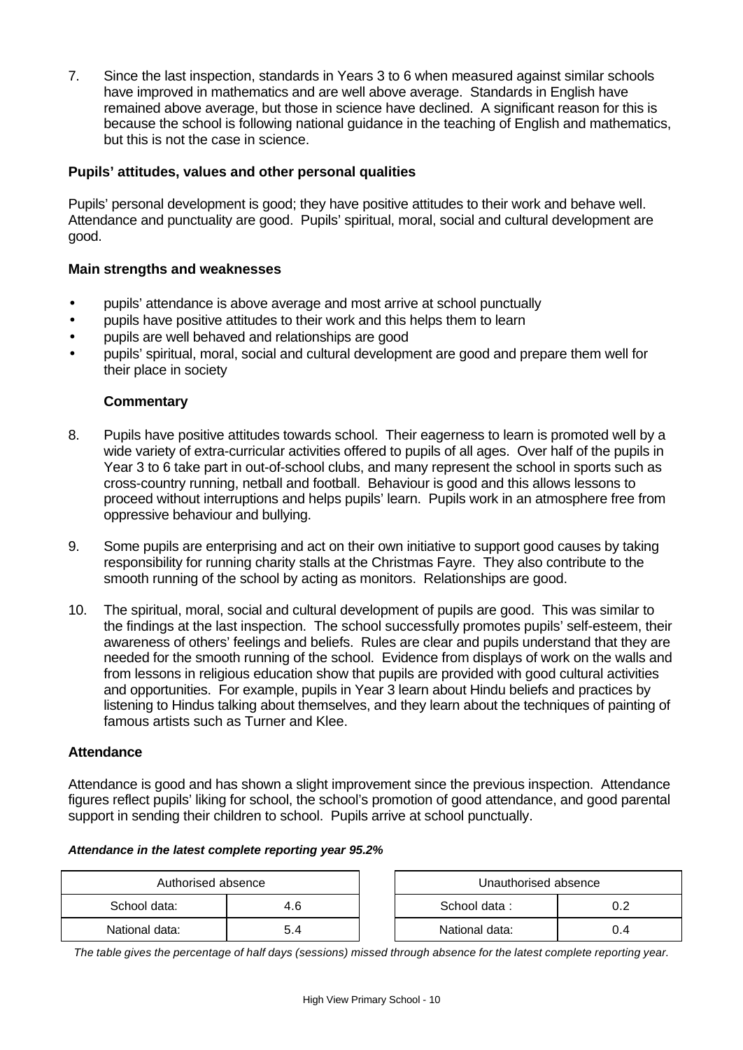7. Since the last inspection, standards in Years 3 to 6 when measured against similar schools have improved in mathematics and are well above average. Standards in English have remained above average, but those in science have declined. A significant reason for this is because the school is following national guidance in the teaching of English and mathematics, but this is not the case in science.

### Pupils' attitudes, values and other personal qualities

Pupils' personal development is good; they have positive attitudes to their work and behave well. Attendance and punctuality are good. Pupils' spiritual, moral, social and cultural development are good.

### Main strengths and weaknesses

- pupils' attendance is above average and most arrive at school punctually
- pupils have positive attitudes to their work and this helps them to learn
- pupils are well behaved and relationships are good
- pupils' spiritual, moral, social and cultural development are good and prepare them well for their place in society

#### Commentary

8. Pupils have positive attitudes towards school. Their eagerness to learn is promoted well by a wide variety of extra-curricular activities offered to pupils of all ages. Over half of the pupils in Year 3 to 6 take part in out-of-school clubs, and many represent the school in sports such as cross-country running, netball and football. Behaviour is good and this allows lessons to proceed without interruptions and helps pupils' learn. Pupils work in an atmosphere free from oppressive behaviour and bullying.

9. Some pupils are enterprising and act on their own initiative to support good causes by taking responsibility for running charity stalls at the Christmas Fayre. They also contribute to the smooth running of the school by acting as monitors. Relationships are good.

10. The spiritual, moral, social and cultural development of pupils are good. This was similar to the findings at the last inspection. The school successfully promotes pupils' self-esteem, their awareness of others' feelings and beliefs. Rules are clear and pupils understand that they are needed for the smooth running of the school. Evidence from displays of work on the walls and from lessons in religious education show that pupils are provided with good cultural activities and opportunities. For example, pupils in Year 3 learn about Hindu beliefs and practices by listening to Hindus talking about themselves, and they learn about the techniques of painting of famous artists such as Turner and Klee.

### Attendance

Attendance is good and has shown a slight improvement since the previous inspection. Attendance figures reflect pupils' liking for school, the school's promotion of good attendance, and good parental support in sending their children to school. Pupils arrive at school punctually.

***Attendance in the latest complete reporting year 95.2%***

| Authorised absence | |
|---|---|
| School data: | 4.6 |
| National data: | 5.4 |

| Unauthorised absence | |
|---|---|
| School data : | 0.2 |
| National data: | 0.4 |

*The table gives the percentage of half days (sessions) missed through absence for the latest complete reporting year.*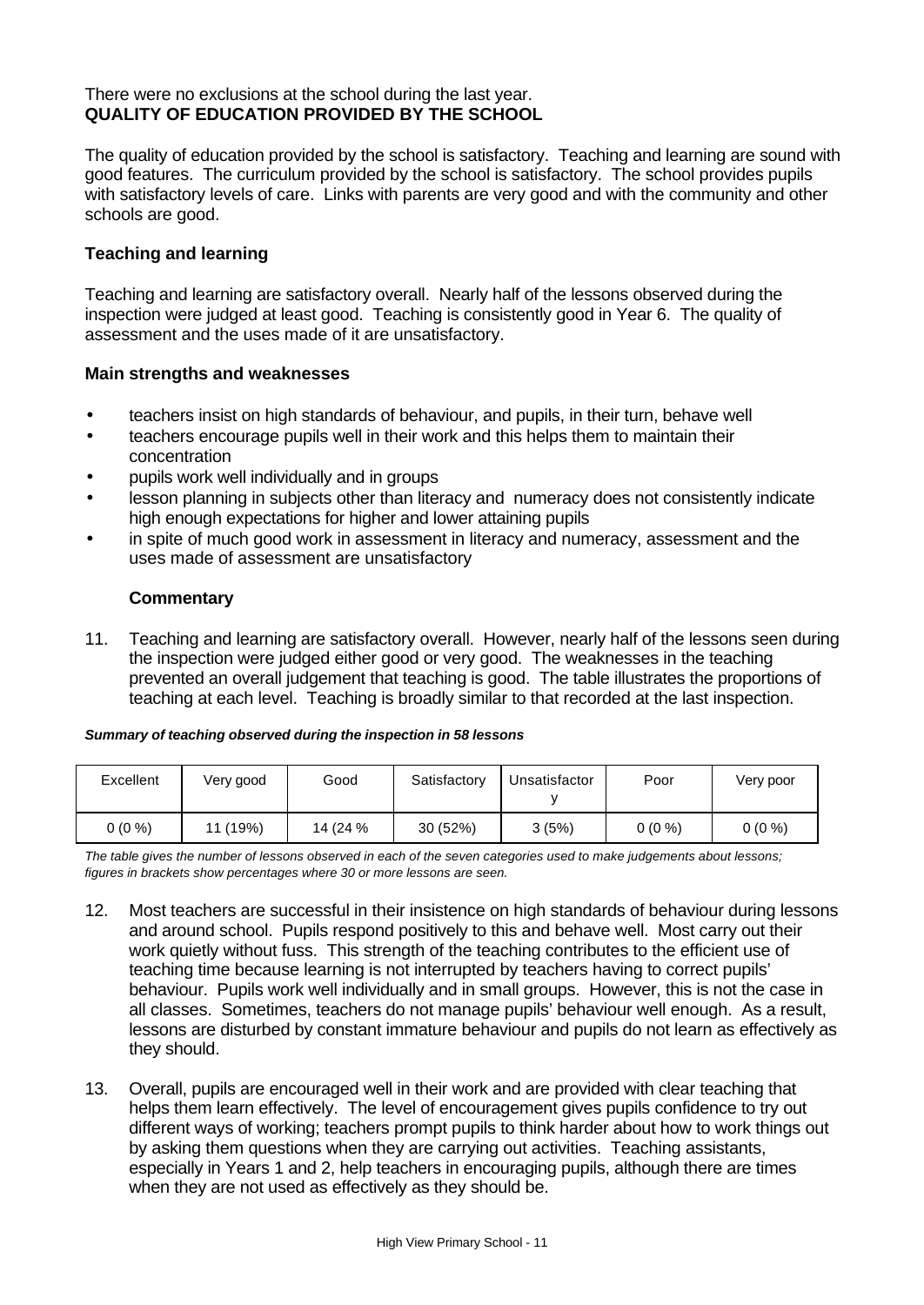There were no exclusions at the school during the last year.

**QUALITY OF EDUCATION PROVIDED BY THE SCHOOL**

The quality of education provided by the school is satisfactory. Teaching and learning are sound with good features. The curriculum provided by the school is satisfactory. The school provides pupils with satisfactory levels of care. Links with parents are very good and with the community and other schools are good.

### Teaching and learning

Teaching and learning are satisfactory overall. Nearly half of the lessons observed during the inspection were judged at least good. Teaching is consistently good in Year 6. The quality of assessment and the uses made of it are unsatisfactory.

#### Main strengths and weaknesses

- teachers insist on high standards of behaviour, and pupils, in their turn, behave well
- teachers encourage pupils well in their work and this helps them to maintain their concentration
- pupils work well individually and in groups
- lesson planning in subjects other than literacy and numeracy does not consistently indicate high enough expectations for higher and lower attaining pupils
- in spite of much good work in assessment in literacy and numeracy, assessment and the uses made of assessment are unsatisfactory

#### Commentary

11. Teaching and learning are satisfactory overall. However, nearly half of the lessons seen during the inspection were judged either good or very good. The weaknesses in the teaching prevented an overall judgement that teaching is good. The table illustrates the proportions of teaching at each level. Teaching is broadly similar to that recorded at the last inspection.

***Summary of teaching observed during the inspection in 58 lessons***

| Excellent | Very good | Good | Satisfactory | Unsatisfactory | Poor | Very poor |
|---|---|---|---|---|---|---|
| 0 (0 %) | 11 (19%) | 14 (24 % | 30 (52%) | 3 (5%) | 0 (0 %) | 0 (0 %) |

*The table gives the number of lessons observed in each of the seven categories used to make judgements about lessons; figures in brackets show percentages where 30 or more lessons are seen.*

12. Most teachers are successful in their insistence on high standards of behaviour during lessons and around school. Pupils respond positively to this and behave well. Most carry out their work quietly without fuss. This strength of the teaching contributes to the efficient use of teaching time because learning is not interrupted by teachers having to correct pupils' behaviour. Pupils work well individually and in small groups. However, this is not the case in all classes. Sometimes, teachers do not manage pupils' behaviour well enough. As a result, lessons are disturbed by constant immature behaviour and pupils do not learn as effectively as they should.

13. Overall, pupils are encouraged well in their work and are provided with clear teaching that helps them learn effectively. The level of encouragement gives pupils confidence to try out different ways of working; teachers prompt pupils to think harder about how to work things out by asking them questions when they are carrying out activities. Teaching assistants, especially in Years 1 and 2, help teachers in encouraging pupils, although there are times when they are not used as effectively as they should be.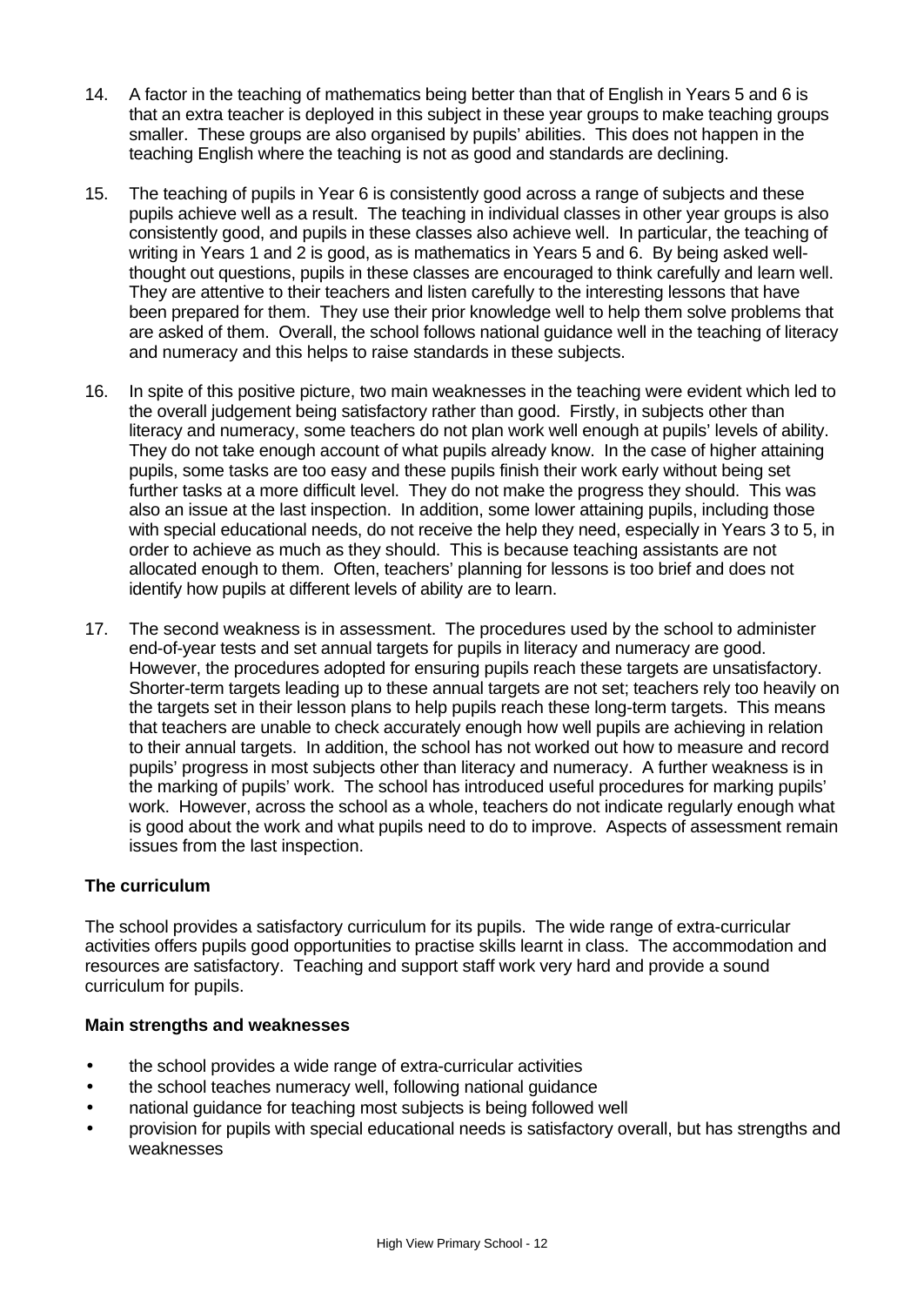14. A factor in the teaching of mathematics being better than that of English in Years 5 and 6 is that an extra teacher is deployed in this subject in these year groups to make teaching groups smaller. These groups are also organised by pupils' abilities. This does not happen in the teaching English where the teaching is not as good and standards are declining.

15. The teaching of pupils in Year 6 is consistently good across a range of subjects and these pupils achieve well as a result. The teaching in individual classes in other year groups is also consistently good, and pupils in these classes also achieve well. In particular, the teaching of writing in Years 1 and 2 is good, as is mathematics in Years 5 and 6. By being asked well-thought out questions, pupils in these classes are encouraged to think carefully and learn well. They are attentive to their teachers and listen carefully to the interesting lessons that have been prepared for them. They use their prior knowledge well to help them solve problems that are asked of them. Overall, the school follows national guidance well in the teaching of literacy and numeracy and this helps to raise standards in these subjects.

16. In spite of this positive picture, two main weaknesses in the teaching were evident which led to the overall judgement being satisfactory rather than good. Firstly, in subjects other than literacy and numeracy, some teachers do not plan work well enough at pupils' levels of ability. They do not take enough account of what pupils already know. In the case of higher attaining pupils, some tasks are too easy and these pupils finish their work early without being set further tasks at a more difficult level. They do not make the progress they should. This was also an issue at the last inspection. In addition, some lower attaining pupils, including those with special educational needs, do not receive the help they need, especially in Years 3 to 5, in order to achieve as much as they should. This is because teaching assistants are not allocated enough to them. Often, teachers' planning for lessons is too brief and does not identify how pupils at different levels of ability are to learn.

17. The second weakness is in assessment. The procedures used by the school to administer end-of-year tests and set annual targets for pupils in literacy and numeracy are good. However, the procedures adopted for ensuring pupils reach these targets are unsatisfactory. Shorter-term targets leading up to these annual targets are not set; teachers rely too heavily on the targets set in their lesson plans to help pupils reach these long-term targets. This means that teachers are unable to check accurately enough how well pupils are achieving in relation to their annual targets. In addition, the school has not worked out how to measure and record pupils' progress in most subjects other than literacy and numeracy. A further weakness is in the marking of pupils' work. The school has introduced useful procedures for marking pupils' work. However, across the school as a whole, teachers do not indicate regularly enough what is good about the work and what pupils need to do to improve. Aspects of assessment remain issues from the last inspection.

### The curriculum

The school provides a satisfactory curriculum for its pupils. The wide range of extra-curricular activities offers pupils good opportunities to practise skills learnt in class. The accommodation and resources are satisfactory. Teaching and support staff work very hard and provide a sound curriculum for pupils.

**Main strengths and weaknesses**

- the school provides a wide range of extra-curricular activities
- the school teaches numeracy well, following national guidance
- national guidance for teaching most subjects is being followed well
- provision for pupils with special educational needs is satisfactory overall, but has strengths and weaknesses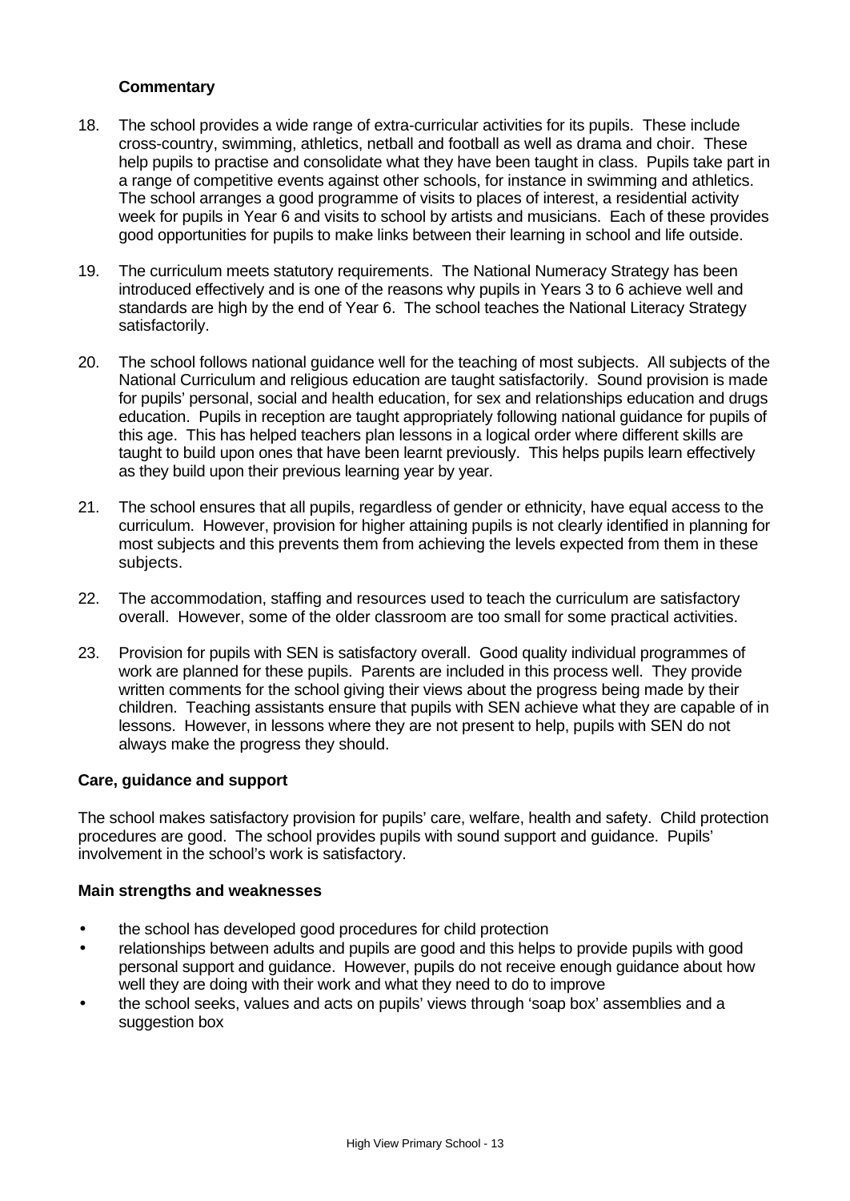### Commentary

18. The school provides a wide range of extra-curricular activities for its pupils. These include cross-country, swimming, athletics, netball and football as well as drama and choir. These help pupils to practise and consolidate what they have been taught in class. Pupils take part in a range of competitive events against other schools, for instance in swimming and athletics. The school arranges a good programme of visits to places of interest, a residential activity week for pupils in Year 6 and visits to school by artists and musicians. Each of these provides good opportunities for pupils to make links between their learning in school and life outside.

19. The curriculum meets statutory requirements. The National Numeracy Strategy has been introduced effectively and is one of the reasons why pupils in Years 3 to 6 achieve well and standards are high by the end of Year 6. The school teaches the National Literacy Strategy satisfactorily.

20. The school follows national guidance well for the teaching of most subjects. All subjects of the National Curriculum and religious education are taught satisfactorily. Sound provision is made for pupils' personal, social and health education, for sex and relationships education and drugs education. Pupils in reception are taught appropriately following national guidance for pupils of this age. This has helped teachers plan lessons in a logical order where different skills are taught to build upon ones that have been learnt previously. This helps pupils learn effectively as they build upon their previous learning year by year.

21. The school ensures that all pupils, regardless of gender or ethnicity, have equal access to the curriculum. However, provision for higher attaining pupils is not clearly identified in planning for most subjects and this prevents them from achieving the levels expected from them in these subjects.

22. The accommodation, staffing and resources used to teach the curriculum are satisfactory overall. However, some of the older classroom are too small for some practical activities.

23. Provision for pupils with SEN is satisfactory overall. Good quality individual programmes of work are planned for these pupils. Parents are included in this process well. They provide written comments for the school giving their views about the progress being made by their children. Teaching assistants ensure that pupils with SEN achieve what they are capable of in lessons. However, in lessons where they are not present to help, pupils with SEN do not always make the progress they should.

### Care, guidance and support

The school makes satisfactory provision for pupils' care, welfare, health and safety. Child protection procedures are good. The school provides pupils with sound support and guidance. Pupils' involvement in the school's work is satisfactory.

### Main strengths and weaknesses

- the school has developed good procedures for child protection
- relationships between adults and pupils are good and this helps to provide pupils with good personal support and guidance. However, pupils do not receive enough guidance about how well they are doing with their work and what they need to do to improve
- the school seeks, values and acts on pupils' views through 'soap box' assemblies and a suggestion box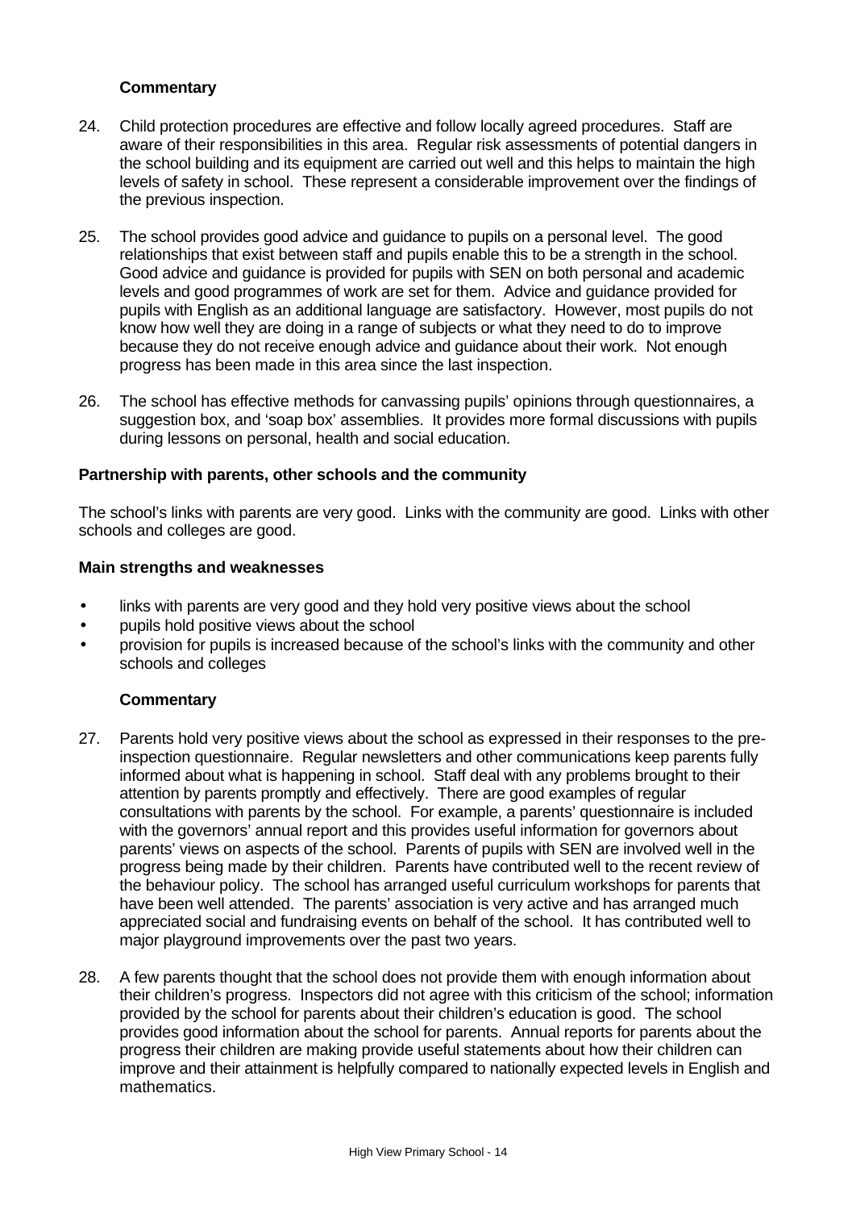### Commentary

24. Child protection procedures are effective and follow locally agreed procedures. Staff are aware of their responsibilities in this area. Regular risk assessments of potential dangers in the school building and its equipment are carried out well and this helps to maintain the high levels of safety in school. These represent a considerable improvement over the findings of the previous inspection.

25. The school provides good advice and guidance to pupils on a personal level. The good relationships that exist between staff and pupils enable this to be a strength in the school. Good advice and guidance is provided for pupils with SEN on both personal and academic levels and good programmes of work are set for them. Advice and guidance provided for pupils with English as an additional language are satisfactory. However, most pupils do not know how well they are doing in a range of subjects or what they need to do to improve because they do not receive enough advice and guidance about their work. Not enough progress has been made in this area since the last inspection.

26. The school has effective methods for canvassing pupils' opinions through questionnaires, a suggestion box, and 'soap box' assemblies. It provides more formal discussions with pupils during lessons on personal, health and social education.

## Partnership with parents, other schools and the community

The school's links with parents are very good. Links with the community are good. Links with other schools and colleges are good.

### Main strengths and weaknesses

- links with parents are very good and they hold very positive views about the school
- pupils hold positive views about the school
- provision for pupils is increased because of the school's links with the community and other schools and colleges

### Commentary

27. Parents hold very positive views about the school as expressed in their responses to the pre-inspection questionnaire. Regular newsletters and other communications keep parents fully informed about what is happening in school. Staff deal with any problems brought to their attention by parents promptly and effectively. There are good examples of regular consultations with parents by the school. For example, a parents' questionnaire is included with the governors' annual report and this provides useful information for governors about parents' views on aspects of the school. Parents of pupils with SEN are involved well in the progress being made by their children. Parents have contributed well to the recent review of the behaviour policy. The school has arranged useful curriculum workshops for parents that have been well attended. The parents' association is very active and has arranged much appreciated social and fundraising events on behalf of the school. It has contributed well to major playground improvements over the past two years.

28. A few parents thought that the school does not provide them with enough information about their children's progress. Inspectors did not agree with this criticism of the school; information provided by the school for parents about their children's education is good. The school provides good information about the school for parents. Annual reports for parents about the progress their children are making provide useful statements about how their children can improve and their attainment is helpfully compared to nationally expected levels in English and mathematics.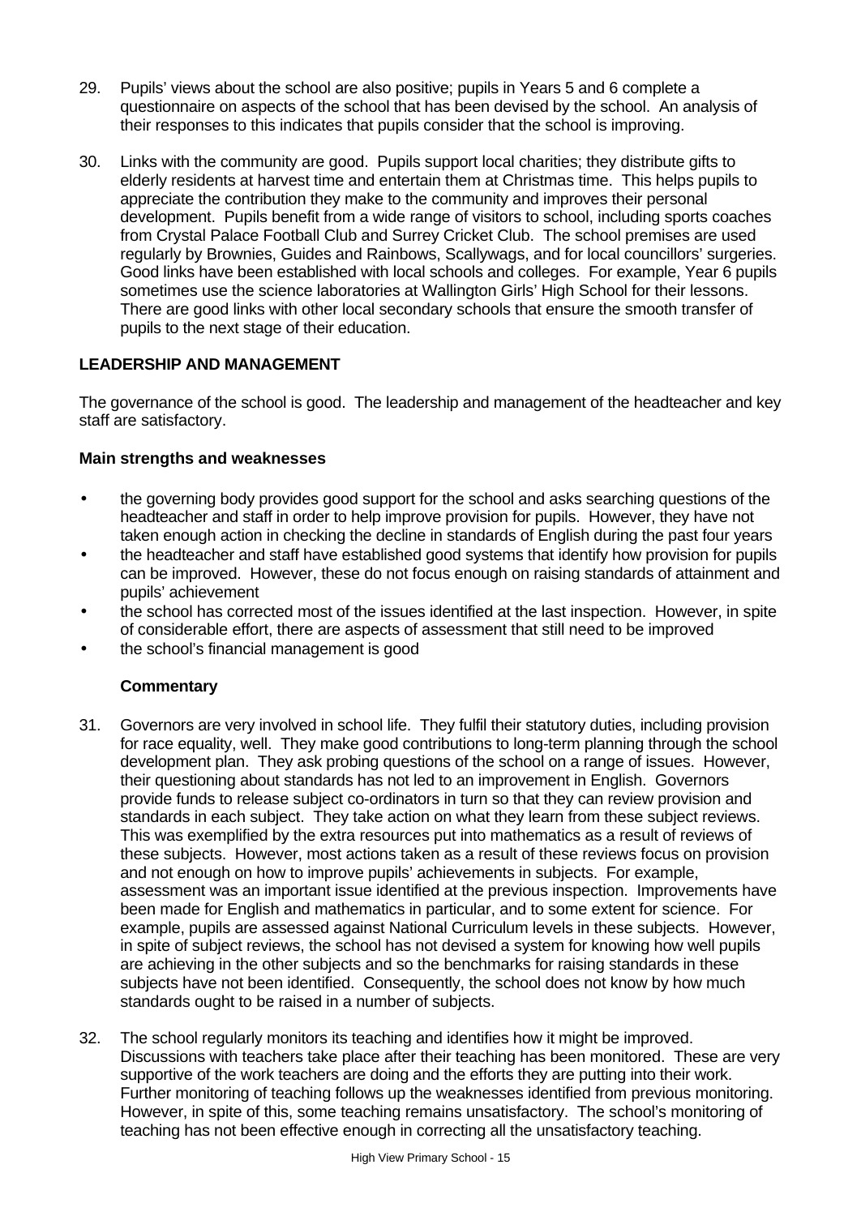29. Pupils' views about the school are also positive; pupils in Years 5 and 6 complete a questionnaire on aspects of the school that has been devised by the school. An analysis of their responses to this indicates that pupils consider that the school is improving.

30. Links with the community are good. Pupils support local charities; they distribute gifts to elderly residents at harvest time and entertain them at Christmas time. This helps pupils to appreciate the contribution they make to the community and improves their personal development. Pupils benefit from a wide range of visitors to school, including sports coaches from Crystal Palace Football Club and Surrey Cricket Club. The school premises are used regularly by Brownies, Guides and Rainbows, Scallywags, and for local councillors' surgeries. Good links have been established with local schools and colleges. For example, Year 6 pupils sometimes use the science laboratories at Wallington Girls' High School for their lessons. There are good links with other local secondary schools that ensure the smooth transfer of pupils to the next stage of their education.

## LEADERSHIP AND MANAGEMENT

The governance of the school is good. The leadership and management of the headteacher and key staff are satisfactory.

### Main strengths and weaknesses

- the governing body provides good support for the school and asks searching questions of the headteacher and staff in order to help improve provision for pupils. However, they have not taken enough action in checking the decline in standards of English during the past four years
- the headteacher and staff have established good systems that identify how provision for pupils can be improved. However, these do not focus enough on raising standards of attainment and pupils' achievement
- the school has corrected most of the issues identified at the last inspection. However, in spite of considerable effort, there are aspects of assessment that still need to be improved
- the school's financial management is good

### Commentary

31. Governors are very involved in school life. They fulfil their statutory duties, including provision for race equality, well. They make good contributions to long-term planning through the school development plan. They ask probing questions of the school on a range of issues. However, their questioning about standards has not led to an improvement in English. Governors provide funds to release subject co-ordinators in turn so that they can review provision and standards in each subject. They take action on what they learn from these subject reviews. This was exemplified by the extra resources put into mathematics as a result of reviews of these subjects. However, most actions taken as a result of these reviews focus on provision and not enough on how to improve pupils' achievements in subjects. For example, assessment was an important issue identified at the previous inspection. Improvements have been made for English and mathematics in particular, and to some extent for science. For example, pupils are assessed against National Curriculum levels in these subjects. However, in spite of subject reviews, the school has not devised a system for knowing how well pupils are achieving in the other subjects and so the benchmarks for raising standards in these subjects have not been identified. Consequently, the school does not know by how much standards ought to be raised in a number of subjects.

32. The school regularly monitors its teaching and identifies how it might be improved. Discussions with teachers take place after their teaching has been monitored. These are very supportive of the work teachers are doing and the efforts they are putting into their work. Further monitoring of teaching follows up the weaknesses identified from previous monitoring. However, in spite of this, some teaching remains unsatisfactory. The school's monitoring of teaching has not been effective enough in correcting all the unsatisfactory teaching.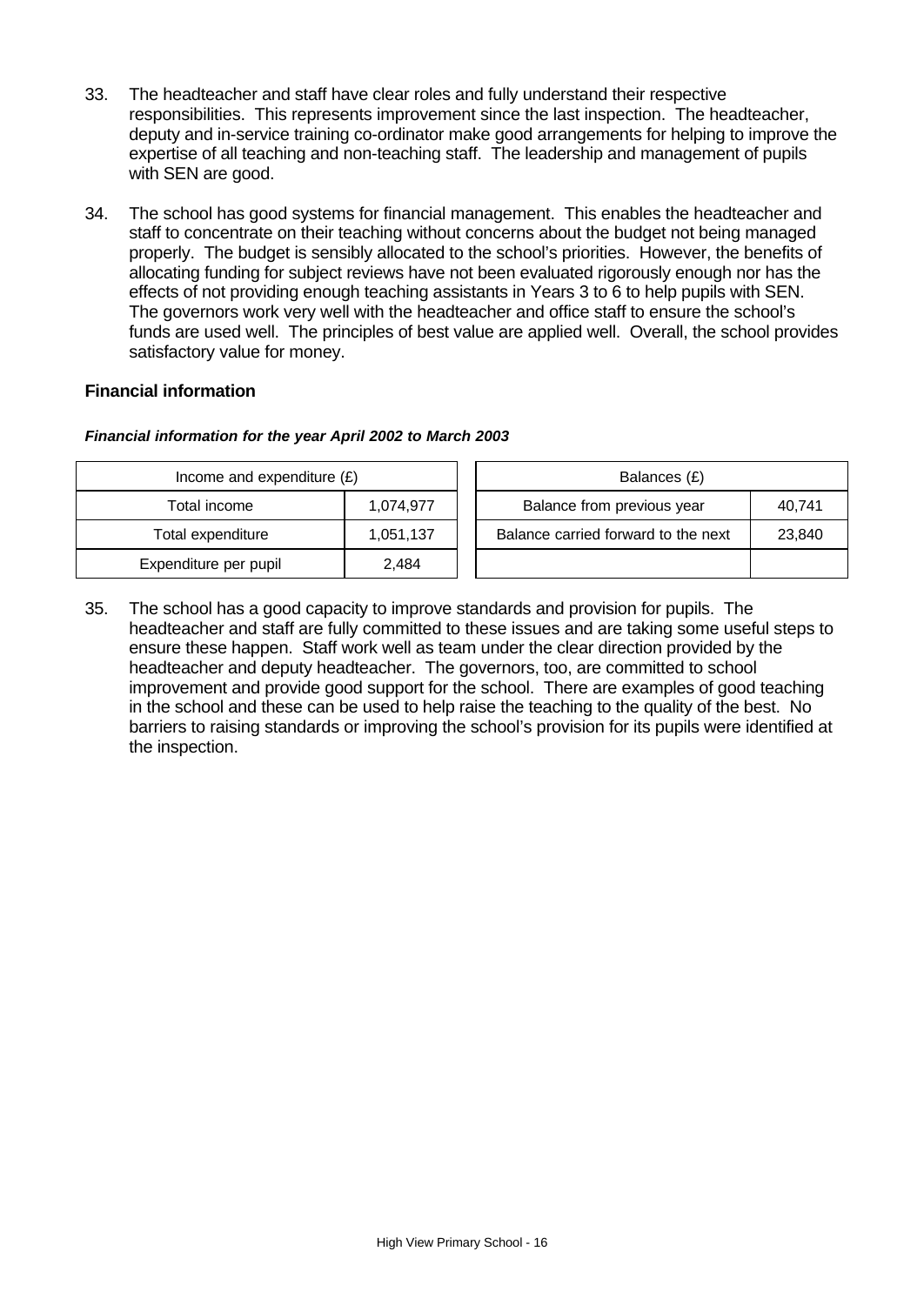33. The headteacher and staff have clear roles and fully understand their respective responsibilities. This represents improvement since the last inspection. The headteacher, deputy and in-service training co-ordinator make good arrangements for helping to improve the expertise of all teaching and non-teaching staff. The leadership and management of pupils with SEN are good.

34. The school has good systems for financial management. This enables the headteacher and staff to concentrate on their teaching without concerns about the budget not being managed properly. The budget is sensibly allocated to the school's priorities. However, the benefits of allocating funding for subject reviews have not been evaluated rigorously enough nor has the effects of not providing enough teaching assistants in Years 3 to 6 to help pupils with SEN. The governors work very well with the headteacher and office staff to ensure the school's funds are used well. The principles of best value are applied well. Overall, the school provides satisfactory value for money.

**Financial information**

***Financial information for the year April 2002 to March 2003***

| Income and expenditure (£) | |
|---|---|
| Total income | 1,074,977 |
| Total expenditure | 1,051,137 |
| Expenditure per pupil | 2,484 |

| Balances (£) | |
|---|---|
| Balance from previous year | 40,741 |
| Balance carried forward to the next | 23,840 |
| | |

35. The school has a good capacity to improve standards and provision for pupils. The headteacher and staff are fully committed to these issues and are taking some useful steps to ensure these happen. Staff work well as team under the clear direction provided by the headteacher and deputy headteacher. The governors, too, are committed to school improvement and provide good support for the school. There are examples of good teaching in the school and these can be used to help raise the teaching to the quality of the best. No barriers to raising standards or improving the school's provision for its pupils were identified at the inspection.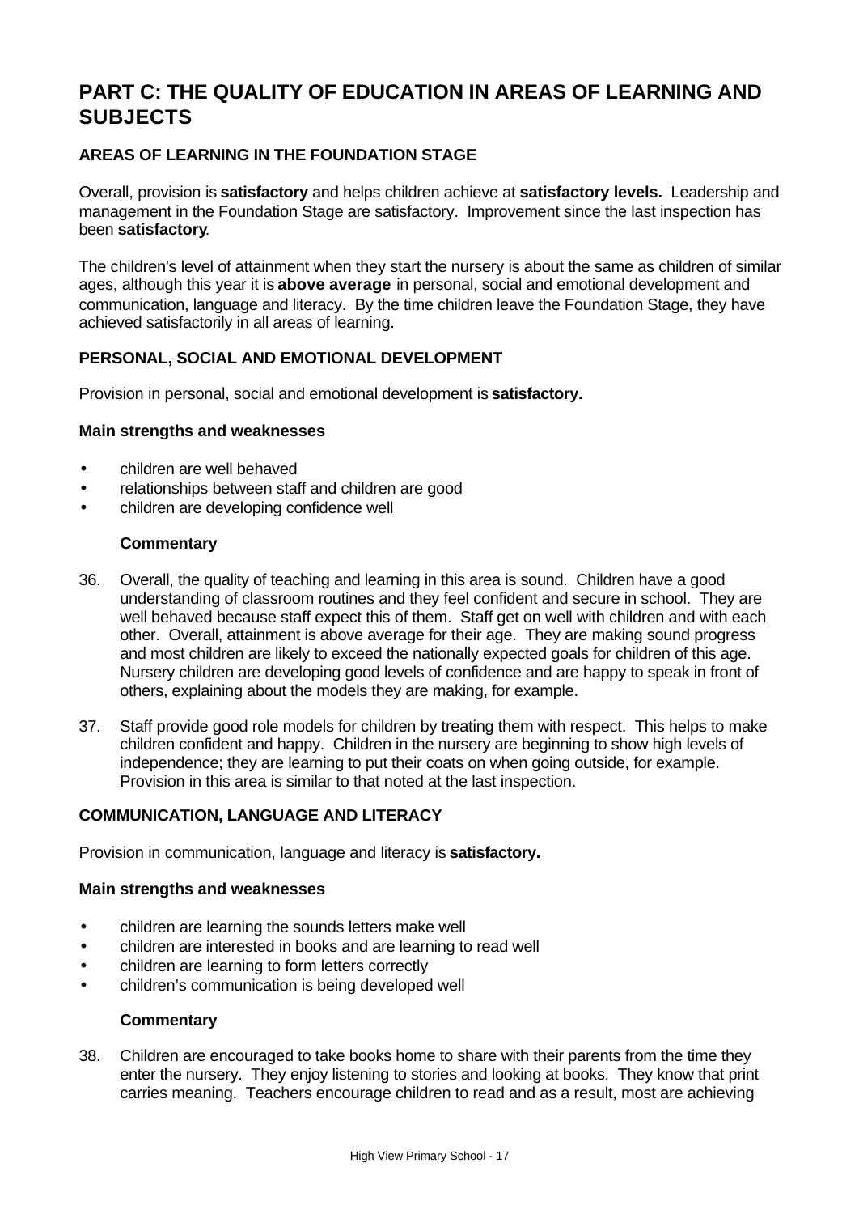# PART C: THE QUALITY OF EDUCATION IN AREAS OF LEARNING AND SUBJECTS

### AREAS OF LEARNING IN THE FOUNDATION STAGE

Overall, provision is **satisfactory** and helps children achieve at **satisfactory levels.** Leadership and management in the Foundation Stage are satisfactory. Improvement since the last inspection has been **satisfactory**.

The children's level of attainment when they start the nursery is about the same as children of similar ages, although this year it is **above average** in personal, social and emotional development and communication, language and literacy. By the time children leave the Foundation Stage, they have achieved satisfactorily in all areas of learning.

### PERSONAL, SOCIAL AND EMOTIONAL DEVELOPMENT

Provision in personal, social and emotional development is **satisfactory.**

#### Main strengths and weaknesses

- children are well behaved
- relationships between staff and children are good
- children are developing confidence well

#### Commentary

36. Overall, the quality of teaching and learning in this area is sound. Children have a good understanding of classroom routines and they feel confident and secure in school. They are well behaved because staff expect this of them. Staff get on well with children and with each other. Overall, attainment is above average for their age. They are making sound progress and most children are likely to exceed the nationally expected goals for children of this age. Nursery children are developing good levels of confidence and are happy to speak in front of others, explaining about the models they are making, for example.

37. Staff provide good role models for children by treating them with respect. This helps to make children confident and happy. Children in the nursery are beginning to show high levels of independence; they are learning to put their coats on when going outside, for example. Provision in this area is similar to that noted at the last inspection.

### COMMUNICATION, LANGUAGE AND LITERACY

Provision in communication, language and literacy is **satisfactory.**

#### Main strengths and weaknesses

- children are learning the sounds letters make well
- children are interested in books and are learning to read well
- children are learning to form letters correctly
- children's communication is being developed well

#### Commentary

38. Children are encouraged to take books home to share with their parents from the time they enter the nursery. They enjoy listening to stories and looking at books. They know that print carries meaning. Teachers encourage children to read and as a result, most are achieving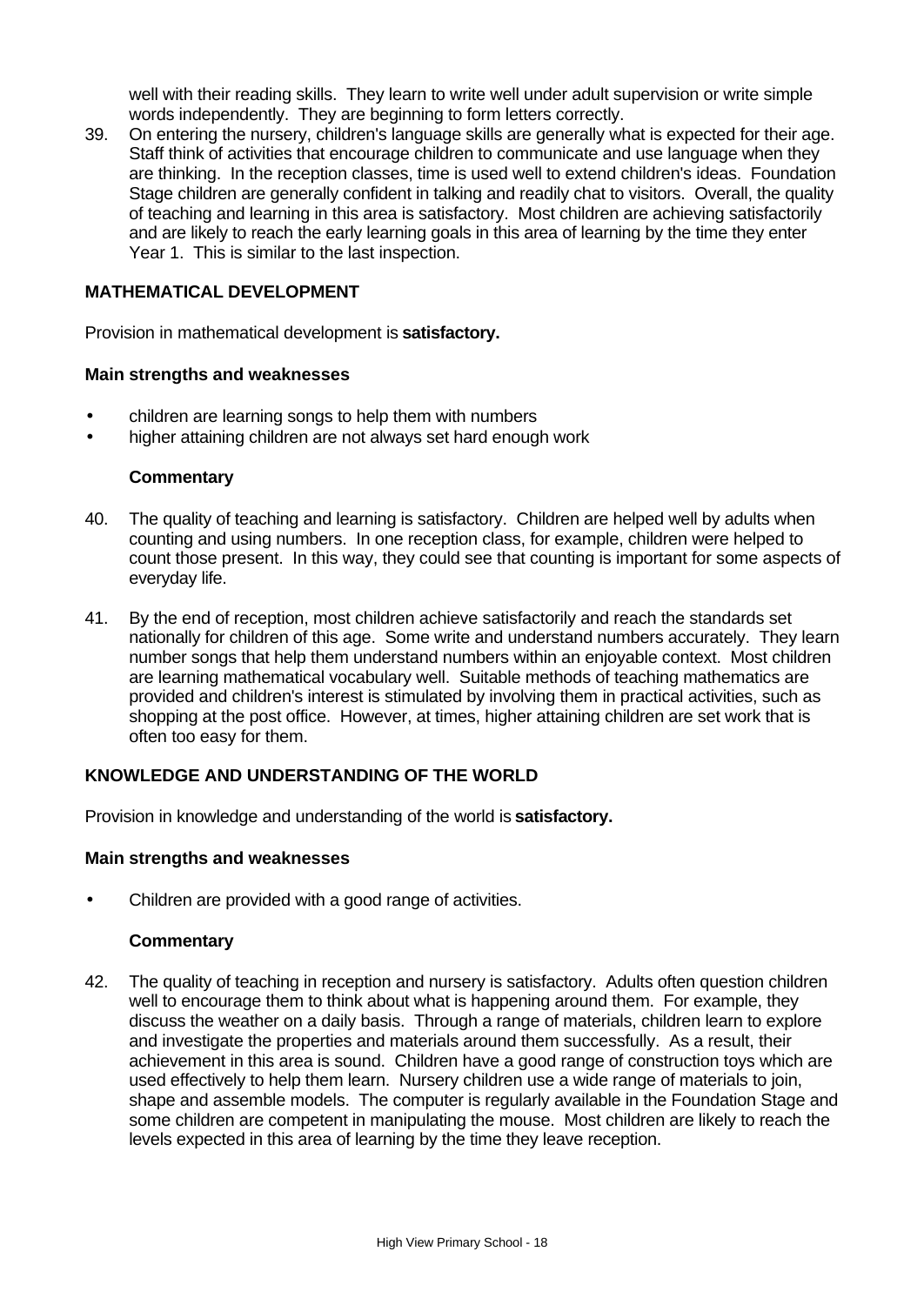well with their reading skills. They learn to write well under adult supervision or write simple words independently. They are beginning to form letters correctly.

39. On entering the nursery, children's language skills are generally what is expected for their age. Staff think of activities that encourage children to communicate and use language when they are thinking. In the reception classes, time is used well to extend children's ideas. Foundation Stage children are generally confident in talking and readily chat to visitors. Overall, the quality of teaching and learning in this area is satisfactory. Most children are achieving satisfactorily and are likely to reach the early learning goals in this area of learning by the time they enter Year 1. This is similar to the last inspection.

## MATHEMATICAL DEVELOPMENT

Provision in mathematical development is **satisfactory.**

### Main strengths and weaknesses

- children are learning songs to help them with numbers
- higher attaining children are not always set hard enough work

#### Commentary

40. The quality of teaching and learning is satisfactory. Children are helped well by adults when counting and using numbers. In one reception class, for example, children were helped to count those present. In this way, they could see that counting is important for some aspects of everyday life.

41. By the end of reception, most children achieve satisfactorily and reach the standards set nationally for children of this age. Some write and understand numbers accurately. They learn number songs that help them understand numbers within an enjoyable context. Most children are learning mathematical vocabulary well. Suitable methods of teaching mathematics are provided and children's interest is stimulated by involving them in practical activities, such as shopping at the post office. However, at times, higher attaining children are set work that is often too easy for them.

## KNOWLEDGE AND UNDERSTANDING OF THE WORLD

Provision in knowledge and understanding of the world is **satisfactory.**

### Main strengths and weaknesses

- Children are provided with a good range of activities.

#### Commentary

42. The quality of teaching in reception and nursery is satisfactory. Adults often question children well to encourage them to think about what is happening around them. For example, they discuss the weather on a daily basis. Through a range of materials, children learn to explore and investigate the properties and materials around them successfully. As a result, their achievement in this area is sound. Children have a good range of construction toys which are used effectively to help them learn. Nursery children use a wide range of materials to join, shape and assemble models. The computer is regularly available in the Foundation Stage and some children are competent in manipulating the mouse. Most children are likely to reach the levels expected in this area of learning by the time they leave reception.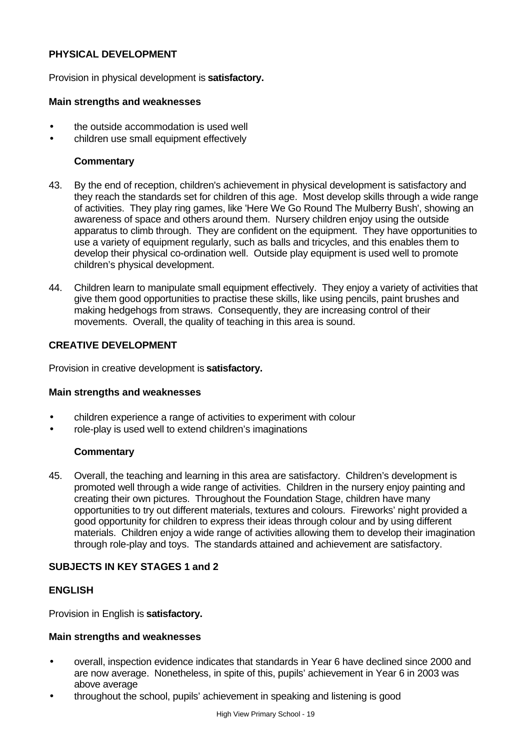### PHYSICAL DEVELOPMENT

Provision in physical development is **satisfactory.**

#### Main strengths and weaknesses

- the outside accommodation is used well
- children use small equipment effectively

#### Commentary

43. By the end of reception, children's achievement in physical development is satisfactory and they reach the standards set for children of this age. Most develop skills through a wide range of activities. They play ring games, like 'Here We Go Round The Mulberry Bush', showing an awareness of space and others around them. Nursery children enjoy using the outside apparatus to climb through. They are confident on the equipment. They have opportunities to use a variety of equipment regularly, such as balls and tricycles, and this enables them to develop their physical co-ordination well. Outside play equipment is used well to promote children's physical development.

44. Children learn to manipulate small equipment effectively. They enjoy a variety of activities that give them good opportunities to practise these skills, like using pencils, paint brushes and making hedgehogs from straws. Consequently, they are increasing control of their movements. Overall, the quality of teaching in this area is sound.

### CREATIVE DEVELOPMENT

Provision in creative development is **satisfactory.**

#### Main strengths and weaknesses

- children experience a range of activities to experiment with colour
- role-play is used well to extend children's imaginations

#### Commentary

45. Overall, the teaching and learning in this area are satisfactory. Children's development is promoted well through a wide range of activities. Children in the nursery enjoy painting and creating their own pictures. Throughout the Foundation Stage, children have many opportunities to try out different materials, textures and colours. Fireworks' night provided a good opportunity for children to express their ideas through colour and by using different materials. Children enjoy a wide range of activities allowing them to develop their imagination through role-play and toys. The standards attained and achievement are satisfactory.

## SUBJECTS IN KEY STAGES 1 and 2

### ENGLISH

Provision in English is **satisfactory.**

#### Main strengths and weaknesses

- overall, inspection evidence indicates that standards in Year 6 have declined since 2000 and are now average. Nonetheless, in spite of this, pupils' achievement in Year 6 in 2003 was above average
- throughout the school, pupils' achievement in speaking and listening is good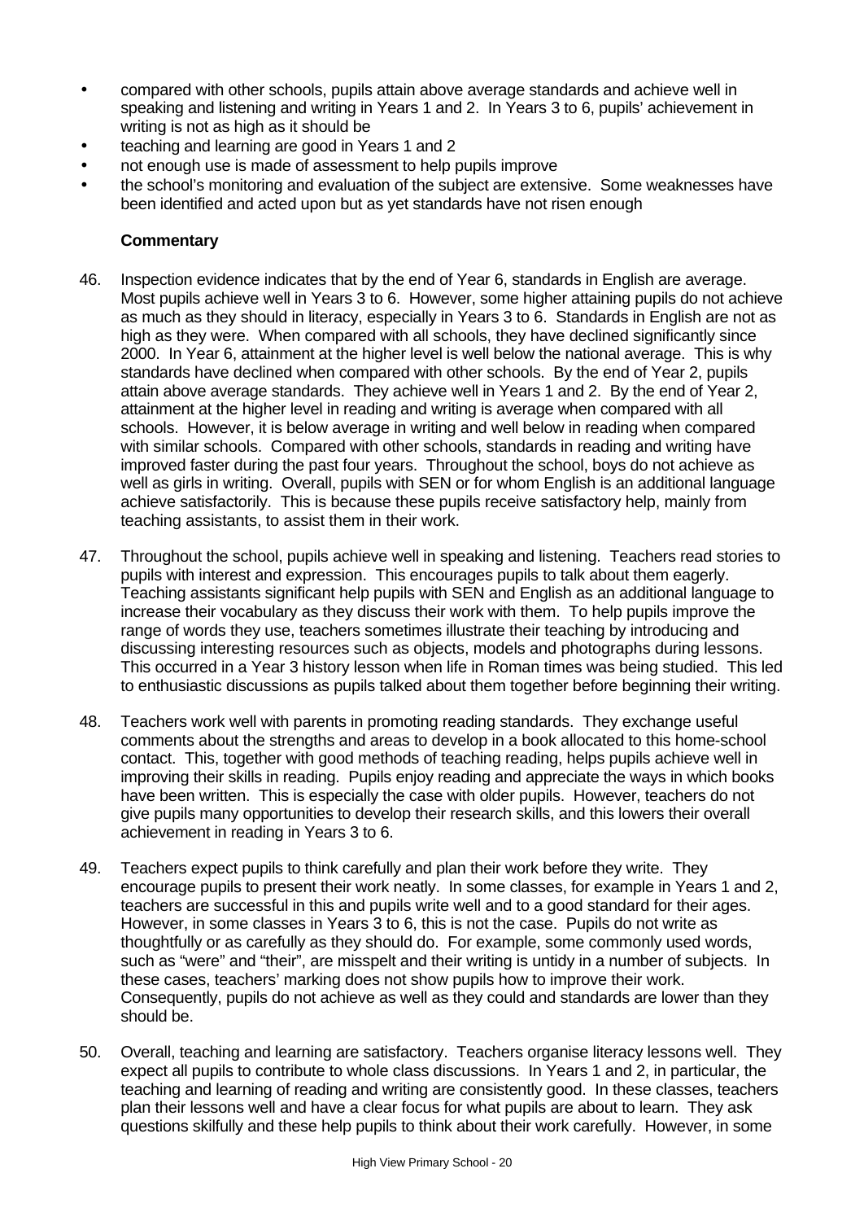- compared with other schools, pupils attain above average standards and achieve well in speaking and listening and writing in Years 1 and 2. In Years 3 to 6, pupils' achievement in writing is not as high as it should be
- teaching and learning are good in Years 1 and 2
- not enough use is made of assessment to help pupils improve
- the school's monitoring and evaluation of the subject are extensive. Some weaknesses have been identified and acted upon but as yet standards have not risen enough

**Commentary**

46. Inspection evidence indicates that by the end of Year 6, standards in English are average. Most pupils achieve well in Years 3 to 6. However, some higher attaining pupils do not achieve as much as they should in literacy, especially in Years 3 to 6. Standards in English are not as high as they were. When compared with all schools, they have declined significantly since 2000. In Year 6, attainment at the higher level is well below the national average. This is why standards have declined when compared with other schools. By the end of Year 2, pupils attain above average standards. They achieve well in Years 1 and 2. By the end of Year 2, attainment at the higher level in reading and writing is average when compared with all schools. However, it is below average in writing and well below in reading when compared with similar schools. Compared with other schools, standards in reading and writing have improved faster during the past four years. Throughout the school, boys do not achieve as well as girls in writing. Overall, pupils with SEN or for whom English is an additional language achieve satisfactorily. This is because these pupils receive satisfactory help, mainly from teaching assistants, to assist them in their work.

47. Throughout the school, pupils achieve well in speaking and listening. Teachers read stories to pupils with interest and expression. This encourages pupils to talk about them eagerly. Teaching assistants significant help pupils with SEN and English as an additional language to increase their vocabulary as they discuss their work with them. To help pupils improve the range of words they use, teachers sometimes illustrate their teaching by introducing and discussing interesting resources such as objects, models and photographs during lessons. This occurred in a Year 3 history lesson when life in Roman times was being studied. This led to enthusiastic discussions as pupils talked about them together before beginning their writing.

48. Teachers work well with parents in promoting reading standards. They exchange useful comments about the strengths and areas to develop in a book allocated to this home-school contact. This, together with good methods of teaching reading, helps pupils achieve well in improving their skills in reading. Pupils enjoy reading and appreciate the ways in which books have been written. This is especially the case with older pupils. However, teachers do not give pupils many opportunities to develop their research skills, and this lowers their overall achievement in reading in Years 3 to 6.

49. Teachers expect pupils to think carefully and plan their work before they write. They encourage pupils to present their work neatly. In some classes, for example in Years 1 and 2, teachers are successful in this and pupils write well and to a good standard for their ages. However, in some classes in Years 3 to 6, this is not the case. Pupils do not write as thoughtfully or as carefully as they should do. For example, some commonly used words, such as "were" and "their", are misspelt and their writing is untidy in a number of subjects. In these cases, teachers' marking does not show pupils how to improve their work. Consequently, pupils do not achieve as well as they could and standards are lower than they should be.

50. Overall, teaching and learning are satisfactory. Teachers organise literacy lessons well. They expect all pupils to contribute to whole class discussions. In Years 1 and 2, in particular, the teaching and learning of reading and writing are consistently good. In these classes, teachers plan their lessons well and have a clear focus for what pupils are about to learn. They ask questions skilfully and these help pupils to think about their work carefully. However, in some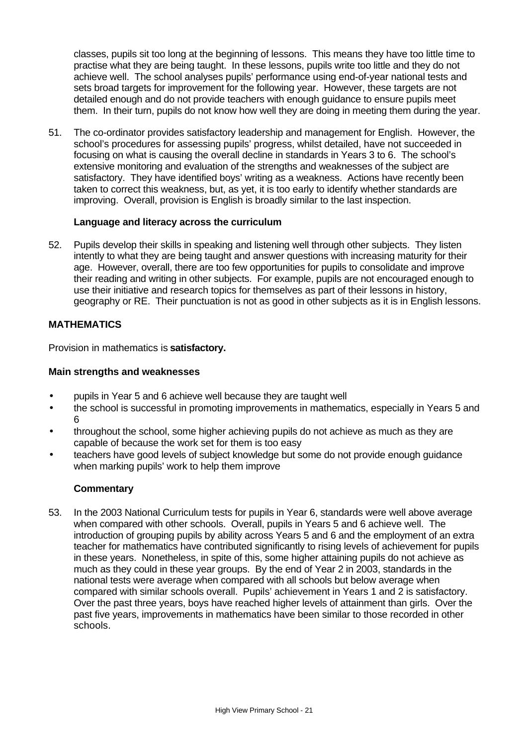classes, pupils sit too long at the beginning of lessons. This means they have too little time to practise what they are being taught. In these lessons, pupils write too little and they do not achieve well. The school analyses pupils' performance using end-of-year national tests and sets broad targets for improvement for the following year. However, these targets are not detailed enough and do not provide teachers with enough guidance to ensure pupils meet them. In their turn, pupils do not know how well they are doing in meeting them during the year.

51. The co-ordinator provides satisfactory leadership and management for English. However, the school's procedures for assessing pupils' progress, whilst detailed, have not succeeded in focusing on what is causing the overall decline in standards in Years 3 to 6. The school's extensive monitoring and evaluation of the strengths and weaknesses of the subject are satisfactory. They have identified boys' writing as a weakness. Actions have recently been taken to correct this weakness, but, as yet, it is too early to identify whether standards are improving. Overall, provision is English is broadly similar to the last inspection.

**Language and literacy across the curriculum**

52. Pupils develop their skills in speaking and listening well through other subjects. They listen intently to what they are being taught and answer questions with increasing maturity for their age. However, overall, there are too few opportunities for pupils to consolidate and improve their reading and writing in other subjects. For example, pupils are not encouraged enough to use their initiative and research topics for themselves as part of their lessons in history, geography or RE. Their punctuation is not as good in other subjects as it is in English lessons.

## MATHEMATICS

Provision in mathematics is **satisfactory.**

**Main strengths and weaknesses**

- pupils in Year 5 and 6 achieve well because they are taught well
- the school is successful in promoting improvements in mathematics, especially in Years 5 and 6
- throughout the school, some higher achieving pupils do not achieve as much as they are capable of because the work set for them is too easy
- teachers have good levels of subject knowledge but some do not provide enough guidance when marking pupils' work to help them improve

**Commentary**

53. In the 2003 National Curriculum tests for pupils in Year 6, standards were well above average when compared with other schools. Overall, pupils in Years 5 and 6 achieve well. The introduction of grouping pupils by ability across Years 5 and 6 and the employment of an extra teacher for mathematics have contributed significantly to rising levels of achievement for pupils in these years. Nonetheless, in spite of this, some higher attaining pupils do not achieve as much as they could in these year groups. By the end of Year 2 in 2003, standards in the national tests were average when compared with all schools but below average when compared with similar schools overall. Pupils' achievement in Years 1 and 2 is satisfactory. Over the past three years, boys have reached higher levels of attainment than girls. Over the past five years, improvements in mathematics have been similar to those recorded in other schools.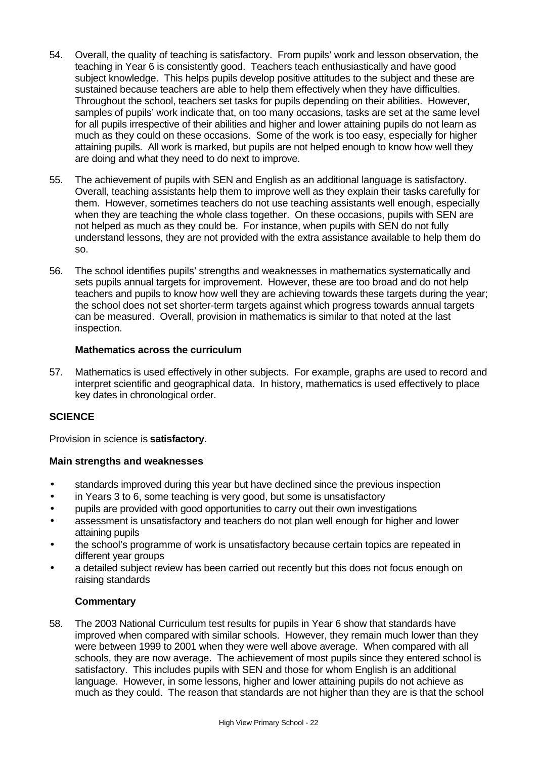54. Overall, the quality of teaching is satisfactory. From pupils' work and lesson observation, the teaching in Year 6 is consistently good. Teachers teach enthusiastically and have good subject knowledge. This helps pupils develop positive attitudes to the subject and these are sustained because teachers are able to help them effectively when they have difficulties. Throughout the school, teachers set tasks for pupils depending on their abilities. However, samples of pupils' work indicate that, on too many occasions, tasks are set at the same level for all pupils irrespective of their abilities and higher and lower attaining pupils do not learn as much as they could on these occasions. Some of the work is too easy, especially for higher attaining pupils. All work is marked, but pupils are not helped enough to know how well they are doing and what they need to do next to improve.

55. The achievement of pupils with SEN and English as an additional language is satisfactory. Overall, teaching assistants help them to improve well as they explain their tasks carefully for them. However, sometimes teachers do not use teaching assistants well enough, especially when they are teaching the whole class together. On these occasions, pupils with SEN are not helped as much as they could be. For instance, when pupils with SEN do not fully understand lessons, they are not provided with the extra assistance available to help them do so.

56. The school identifies pupils' strengths and weaknesses in mathematics systematically and sets pupils annual targets for improvement. However, these are too broad and do not help teachers and pupils to know how well they are achieving towards these targets during the year; the school does not set shorter-term targets against which progress towards annual targets can be measured. Overall, provision in mathematics is similar to that noted at the last inspection.

### Mathematics across the curriculum

57. Mathematics is used effectively in other subjects. For example, graphs are used to record and interpret scientific and geographical data. In history, mathematics is used effectively to place key dates in chronological order.

## SCIENCE

Provision in science is **satisfactory.**

### Main strengths and weaknesses

- standards improved during this year but have declined since the previous inspection
- in Years 3 to 6, some teaching is very good, but some is unsatisfactory
- pupils are provided with good opportunities to carry out their own investigations
- assessment is unsatisfactory and teachers do not plan well enough for higher and lower attaining pupils
- the school's programme of work is unsatisfactory because certain topics are repeated in different year groups
- a detailed subject review has been carried out recently but this does not focus enough on raising standards

### Commentary

58. The 2003 National Curriculum test results for pupils in Year 6 show that standards have improved when compared with similar schools. However, they remain much lower than they were between 1999 to 2001 when they were well above average. When compared with all schools, they are now average. The achievement of most pupils since they entered school is satisfactory. This includes pupils with SEN and those for whom English is an additional language. However, in some lessons, higher and lower attaining pupils do not achieve as much as they could. The reason that standards are not higher than they are is that the school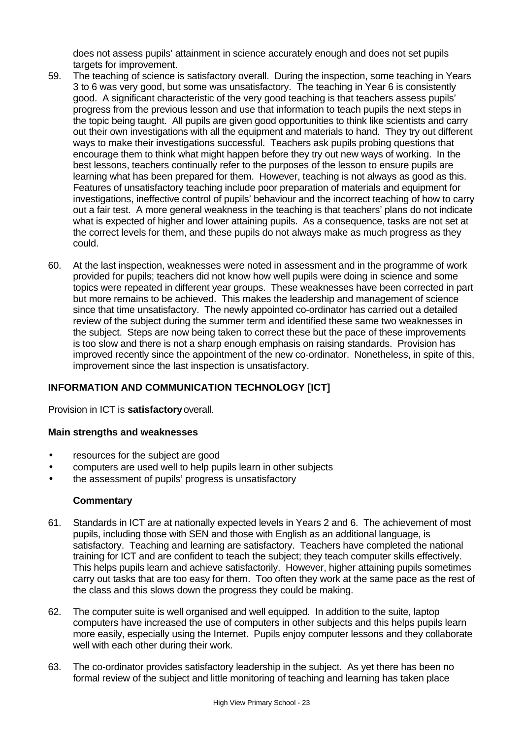does not assess pupils' attainment in science accurately enough and does not set pupils targets for improvement.

59. The teaching of science is satisfactory overall. During the inspection, some teaching in Years 3 to 6 was very good, but some was unsatisfactory. The teaching in Year 6 is consistently good. A significant characteristic of the very good teaching is that teachers assess pupils' progress from the previous lesson and use that information to teach pupils the next steps in the topic being taught. All pupils are given good opportunities to think like scientists and carry out their own investigations with all the equipment and materials to hand. They try out different ways to make their investigations successful. Teachers ask pupils probing questions that encourage them to think what might happen before they try out new ways of working. In the best lessons, teachers continually refer to the purposes of the lesson to ensure pupils are learning what has been prepared for them. However, teaching is not always as good as this. Features of unsatisfactory teaching include poor preparation of materials and equipment for investigations, ineffective control of pupils' behaviour and the incorrect teaching of how to carry out a fair test. A more general weakness in the teaching is that teachers' plans do not indicate what is expected of higher and lower attaining pupils. As a consequence, tasks are not set at the correct levels for them, and these pupils do not always make as much progress as they could.

60. At the last inspection, weaknesses were noted in assessment and in the programme of work provided for pupils; teachers did not know how well pupils were doing in science and some topics were repeated in different year groups. These weaknesses have been corrected in part but more remains to be achieved. This makes the leadership and management of science since that time unsatisfactory. The newly appointed co-ordinator has carried out a detailed review of the subject during the summer term and identified these same two weaknesses in the subject. Steps are now being taken to correct these but the pace of these improvements is too slow and there is not a sharp enough emphasis on raising standards. Provision has improved recently since the appointment of the new co-ordinator. Nonetheless, in spite of this, improvement since the last inspection is unsatisfactory.

## INFORMATION AND COMMUNICATION TECHNOLOGY [ICT]

Provision in ICT is **satisfactory** overall.

### Main strengths and weaknesses

- resources for the subject are good
- computers are used well to help pupils learn in other subjects
- the assessment of pupils' progress is unsatisfactory

### Commentary

61. Standards in ICT are at nationally expected levels in Years 2 and 6. The achievement of most pupils, including those with SEN and those with English as an additional language, is satisfactory. Teaching and learning are satisfactory. Teachers have completed the national training for ICT and are confident to teach the subject; they teach computer skills effectively. This helps pupils learn and achieve satisfactorily. However, higher attaining pupils sometimes carry out tasks that are too easy for them. Too often they work at the same pace as the rest of the class and this slows down the progress they could be making.

62. The computer suite is well organised and well equipped. In addition to the suite, laptop computers have increased the use of computers in other subjects and this helps pupils learn more easily, especially using the Internet. Pupils enjoy computer lessons and they collaborate well with each other during their work.

63. The co-ordinator provides satisfactory leadership in the subject. As yet there has been no formal review of the subject and little monitoring of teaching and learning has taken place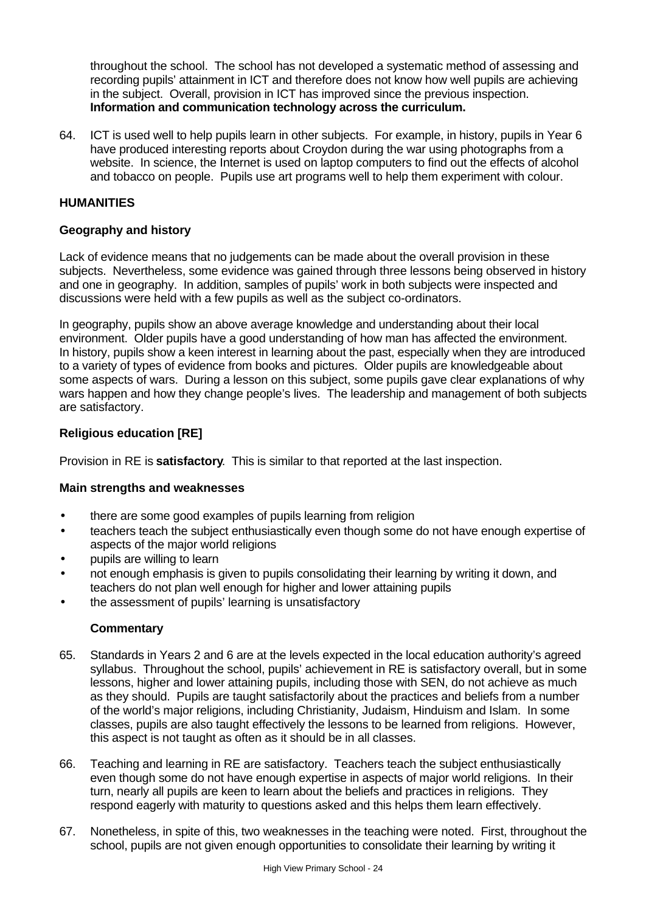throughout the school. The school has not developed a systematic method of assessing and recording pupils' attainment in ICT and therefore does not know how well pupils are achieving in the subject. Overall, provision in ICT has improved since the previous inspection.

**Information and communication technology across the curriculum.**

64. ICT is used well to help pupils learn in other subjects. For example, in history, pupils in Year 6 have produced interesting reports about Croydon during the war using photographs from a website. In science, the Internet is used on laptop computers to find out the effects of alcohol and tobacco on people. Pupils use art programs well to help them experiment with colour.

## HUMANITIES

### Geography and history

Lack of evidence means that no judgements can be made about the overall provision in these subjects. Nevertheless, some evidence was gained through three lessons being observed in history and one in geography. In addition, samples of pupils' work in both subjects were inspected and discussions were held with a few pupils as well as the subject co-ordinators.

In geography, pupils show an above average knowledge and understanding about their local environment. Older pupils have a good understanding of how man has affected the environment. In history, pupils show a keen interest in learning about the past, especially when they are introduced to a variety of types of evidence from books and pictures. Older pupils are knowledgeable about some aspects of wars. During a lesson on this subject, some pupils gave clear explanations of why wars happen and how they change people's lives. The leadership and management of both subjects are satisfactory.

### Religious education [RE]

Provision in RE is **satisfactory**. This is similar to that reported at the last inspection.

**Main strengths and weaknesses**

- there are some good examples of pupils learning from religion
- teachers teach the subject enthusiastically even though some do not have enough expertise of aspects of the major world religions
- pupils are willing to learn
- not enough emphasis is given to pupils consolidating their learning by writing it down, and teachers do not plan well enough for higher and lower attaining pupils
- the assessment of pupils' learning is unsatisfactory

**Commentary**

65. Standards in Years 2 and 6 are at the levels expected in the local education authority's agreed syllabus. Throughout the school, pupils' achievement in RE is satisfactory overall, but in some lessons, higher and lower attaining pupils, including those with SEN, do not achieve as much as they should. Pupils are taught satisfactorily about the practices and beliefs from a number of the world's major religions, including Christianity, Judaism, Hinduism and Islam. In some classes, pupils are also taught effectively the lessons to be learned from religions. However, this aspect is not taught as often as it should be in all classes.

66. Teaching and learning in RE are satisfactory. Teachers teach the subject enthusiastically even though some do not have enough expertise in aspects of major world religions. In their turn, nearly all pupils are keen to learn about the beliefs and practices in religions. They respond eagerly with maturity to questions asked and this helps them learn effectively.

67. Nonetheless, in spite of this, two weaknesses in the teaching were noted. First, throughout the school, pupils are not given enough opportunities to consolidate their learning by writing it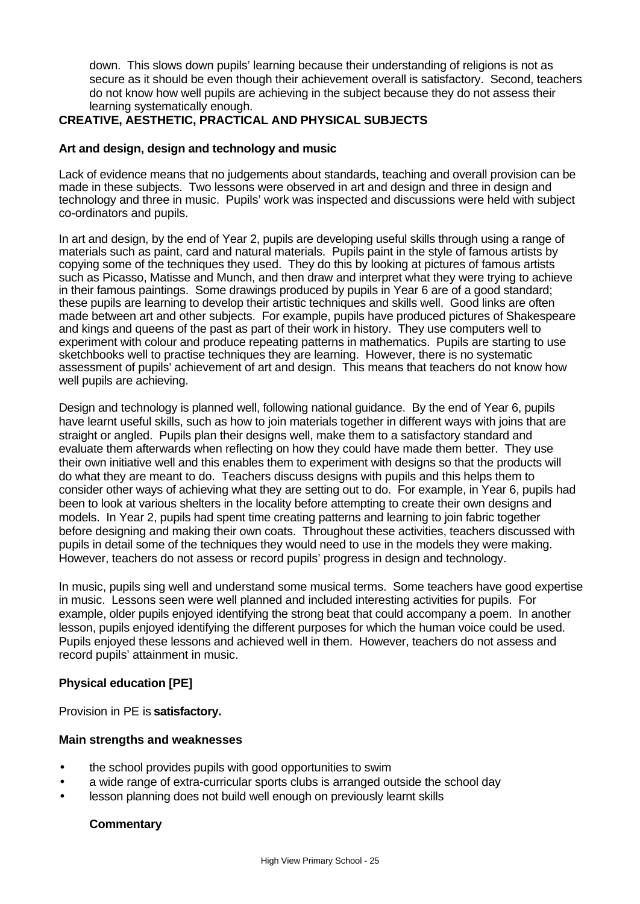down. This slows down pupils' learning because their understanding of religions is not as secure as it should be even though their achievement overall is satisfactory. Second, teachers do not know how well pupils are achieving in the subject because they do not assess their learning systematically enough.

## CREATIVE, AESTHETIC, PRACTICAL AND PHYSICAL SUBJECTS

### Art and design, design and technology and music

Lack of evidence means that no judgements about standards, teaching and overall provision can be made in these subjects. Two lessons were observed in art and design and three in design and technology and three in music. Pupils' work was inspected and discussions were held with subject co-ordinators and pupils.

In art and design, by the end of Year 2, pupils are developing useful skills through using a range of materials such as paint, card and natural materials. Pupils paint in the style of famous artists by copying some of the techniques they used. They do this by looking at pictures of famous artists such as Picasso, Matisse and Munch, and then draw and interpret what they were trying to achieve in their famous paintings. Some drawings produced by pupils in Year 6 are of a good standard; these pupils are learning to develop their artistic techniques and skills well. Good links are often made between art and other subjects. For example, pupils have produced pictures of Shakespeare and kings and queens of the past as part of their work in history. They use computers well to experiment with colour and produce repeating patterns in mathematics. Pupils are starting to use sketchbooks well to practise techniques they are learning. However, there is no systematic assessment of pupils' achievement of art and design. This means that teachers do not know how well pupils are achieving.

Design and technology is planned well, following national guidance. By the end of Year 6, pupils have learnt useful skills, such as how to join materials together in different ways with joins that are straight or angled. Pupils plan their designs well, make them to a satisfactory standard and evaluate them afterwards when reflecting on how they could have made them better. They use their own initiative well and this enables them to experiment with designs so that the products will do what they are meant to do. Teachers discuss designs with pupils and this helps them to consider other ways of achieving what they are setting out to do. For example, in Year 6, pupils had been to look at various shelters in the locality before attempting to create their own designs and models. In Year 2, pupils had spent time creating patterns and learning to join fabric together before designing and making their own coats. Throughout these activities, teachers discussed with pupils in detail some of the techniques they would need to use in the models they were making. However, teachers do not assess or record pupils' progress in design and technology.

In music, pupils sing well and understand some musical terms. Some teachers have good expertise in music. Lessons seen were well planned and included interesting activities for pupils. For example, older pupils enjoyed identifying the strong beat that could accompany a poem. In another lesson, pupils enjoyed identifying the different purposes for which the human voice could be used. Pupils enjoyed these lessons and achieved well in them. However, teachers do not assess and record pupils' attainment in music.

### Physical education [PE]

Provision in PE is **satisfactory.**

**Main strengths and weaknesses**

- the school provides pupils with good opportunities to swim
- a wide range of extra-curricular sports clubs is arranged outside the school day
- lesson planning does not build well enough on previously learnt skills

**Commentary**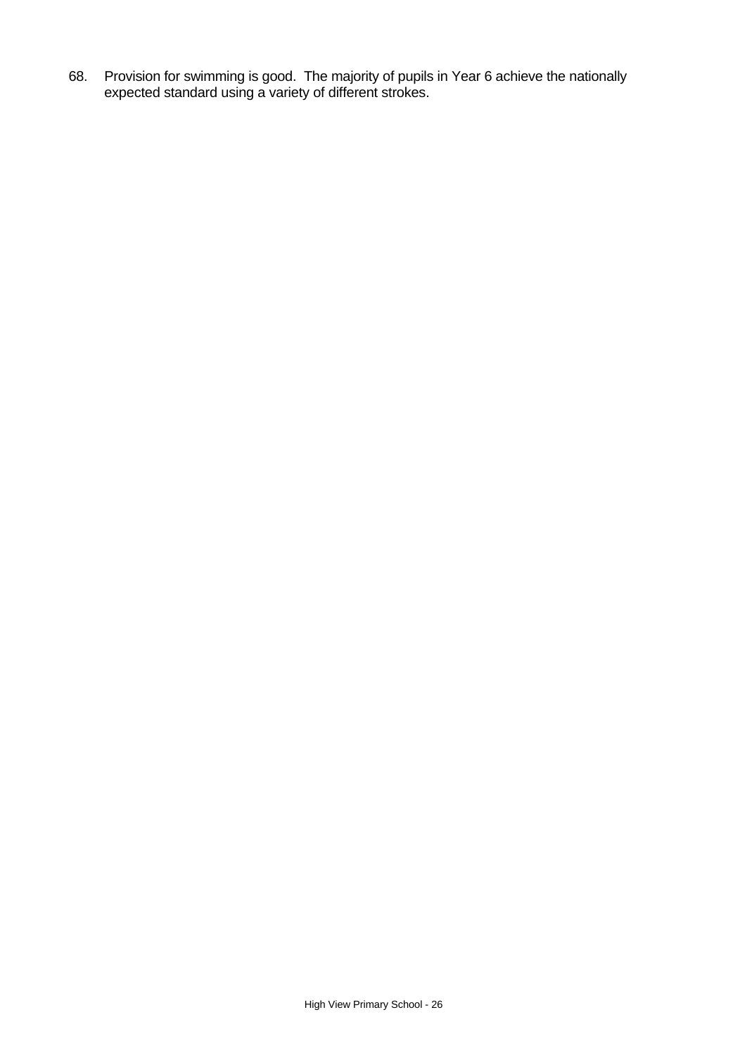68. Provision for swimming is good. The majority of pupils in Year 6 achieve the nationally expected standard using a variety of different strokes.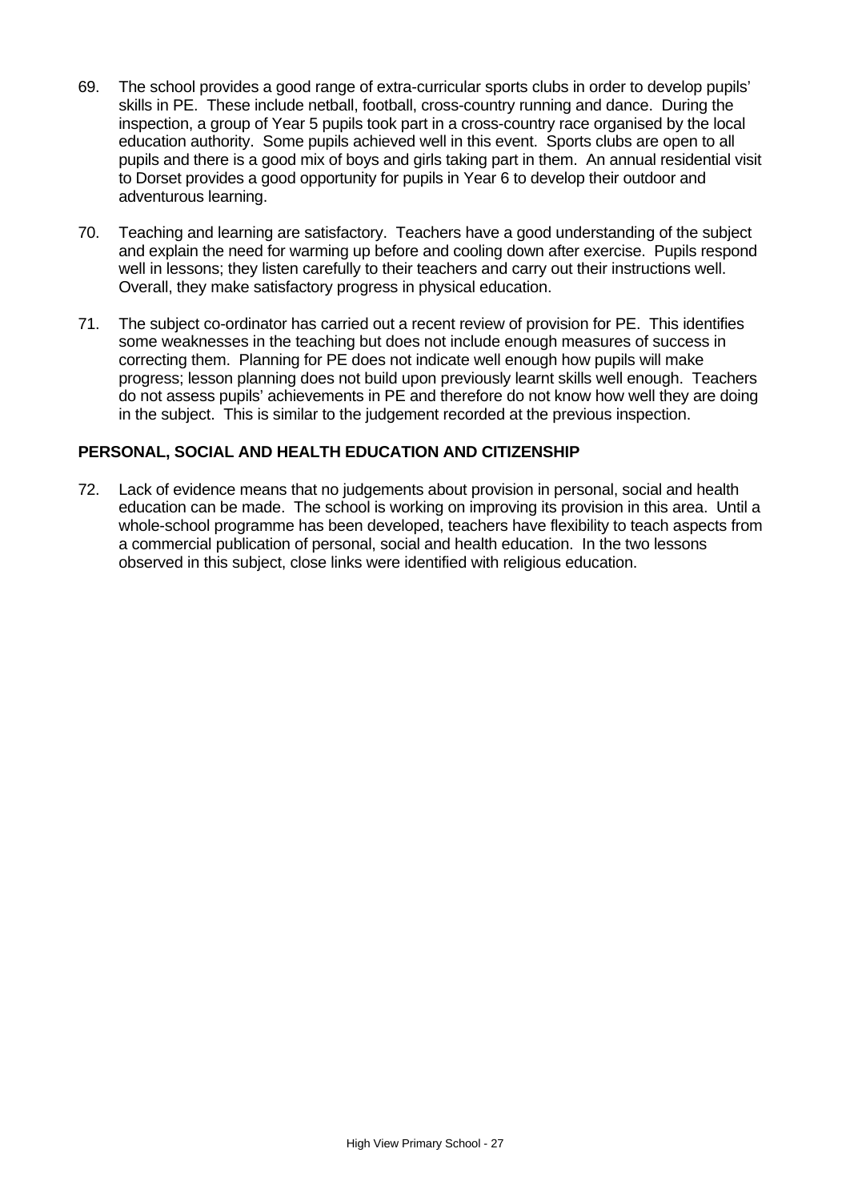69. The school provides a good range of extra-curricular sports clubs in order to develop pupils' skills in PE. These include netball, football, cross-country running and dance. During the inspection, a group of Year 5 pupils took part in a cross-country race organised by the local education authority. Some pupils achieved well in this event. Sports clubs are open to all pupils and there is a good mix of boys and girls taking part in them. An annual residential visit to Dorset provides a good opportunity for pupils in Year 6 to develop their outdoor and adventurous learning.

70. Teaching and learning are satisfactory. Teachers have a good understanding of the subject and explain the need for warming up before and cooling down after exercise. Pupils respond well in lessons; they listen carefully to their teachers and carry out their instructions well. Overall, they make satisfactory progress in physical education.

71. The subject co-ordinator has carried out a recent review of provision for PE. This identifies some weaknesses in the teaching but does not include enough measures of success in correcting them. Planning for PE does not indicate well enough how pupils will make progress; lesson planning does not build upon previously learnt skills well enough. Teachers do not assess pupils' achievements in PE and therefore do not know how well they are doing in the subject. This is similar to the judgement recorded at the previous inspection.

**PERSONAL, SOCIAL AND HEALTH EDUCATION AND CITIZENSHIP**

72. Lack of evidence means that no judgements about provision in personal, social and health education can be made. The school is working on improving its provision in this area. Until a whole-school programme has been developed, teachers have flexibility to teach aspects from a commercial publication of personal, social and health education. In the two lessons observed in this subject, close links were identified with religious education.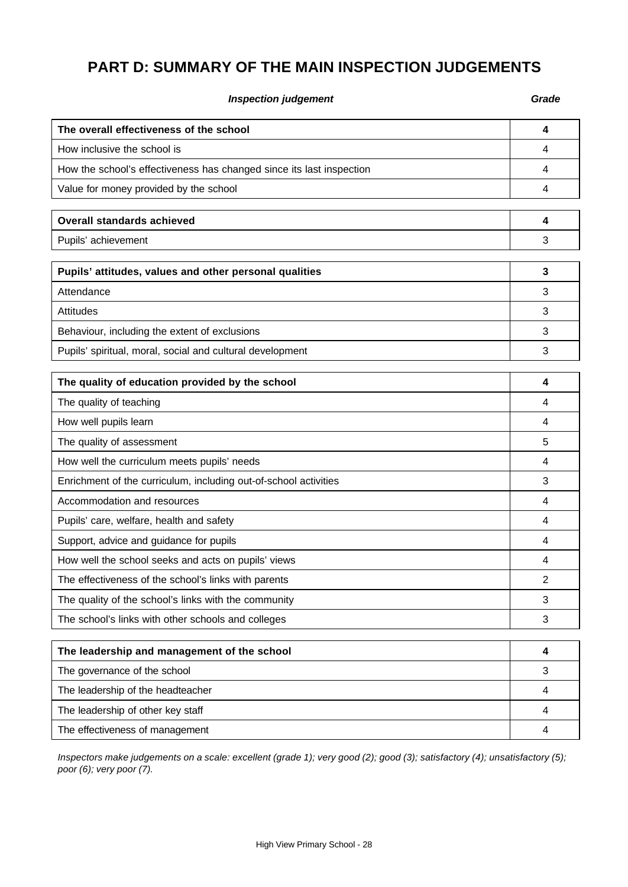# PART D: SUMMARY OF THE MAIN INSPECTION JUDGEMENTS

| *Inspection judgement* | *Grade* |
|---|---|
| **The overall effectiveness of the school** | **4** |
| How inclusive the school is | 4 |
| How the school's effectiveness has changed since its last inspection | 4 |
| Value for money provided by the school | 4 |
| **Overall standards achieved** | **4** |
| Pupils' achievement | 3 |
| **Pupils' attitudes, values and other personal qualities** | **3** |
| Attendance | 3 |
| Attitudes | 3 |
| Behaviour, including the extent of exclusions | 3 |
| Pupils' spiritual, moral, social and cultural development | 3 |
| **The quality of education provided by the school** | **4** |
| The quality of teaching | 4 |
| How well pupils learn | 4 |
| The quality of assessment | 5 |
| How well the curriculum meets pupils' needs | 4 |
| Enrichment of the curriculum, including out-of-school activities | 3 |
| Accommodation and resources | 4 |
| Pupils' care, welfare, health and safety | 4 |
| Support, advice and guidance for pupils | 4 |
| How well the school seeks and acts on pupils' views | 4 |
| The effectiveness of the school's links with parents | 2 |
| The quality of the school's links with the community | 3 |
| The school's links with other schools and colleges | 3 |
| **The leadership and management of the school** | **4** |
| The governance of the school | 3 |
| The leadership of the headteacher | 4 |
| The leadership of other key staff | 4 |
| The effectiveness of management | 4 |

*Inspectors make judgements on a scale: excellent (grade 1); very good (2); good (3); satisfactory (4); unsatisfactory (5); poor (6); very poor (7).*